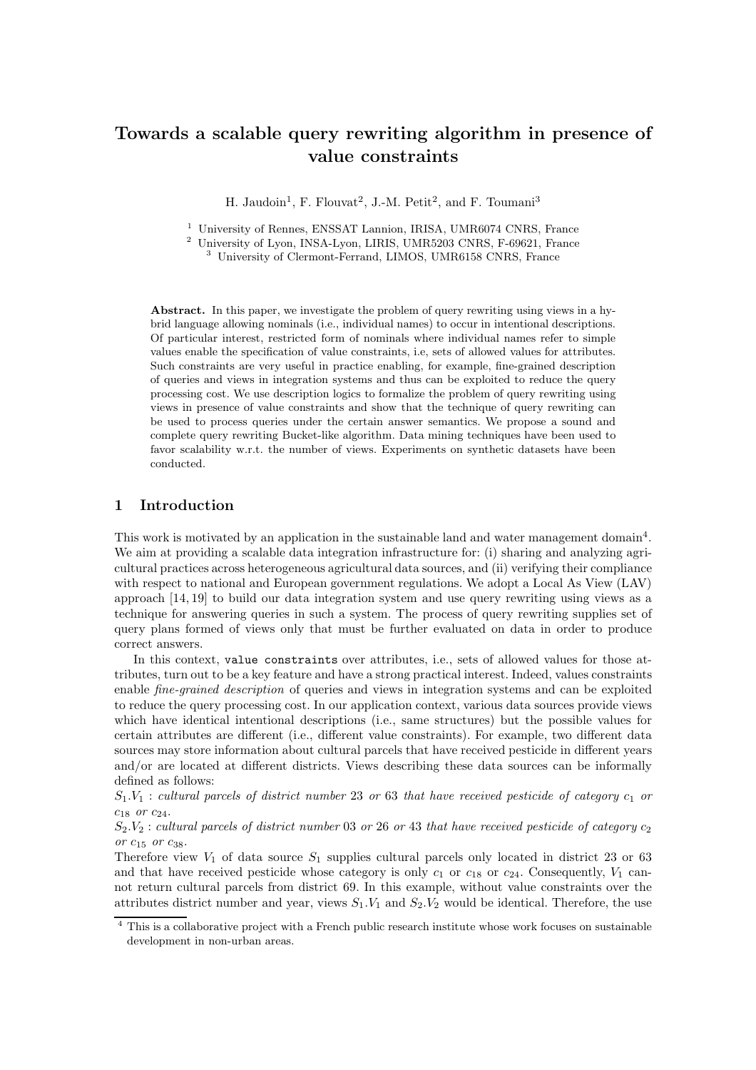# Towards a scalable query rewriting algorithm in presence of value constraints

H. Jaudoin[1], F. Flouvat[2], J.-M. Petit[2], and F. Toumani[3]

[1] University of Rennes, ENSSAT Lannion, IRISA, UMR6074 CNRS, France
[2] University of Lyon, INSA-Lyon, LIRIS, UMR5203 CNRS, F-69621, France
[3] University of Clermont-Ferrand, LIMOS, UMR6158 CNRS, France

**Abstract.** In this paper, we investigate the problem of query rewriting using views in a hybrid language allowing nominals (i.e., individual names) to occur in intentional descriptions. Of particular interest, restricted form of nominals where individual names refer to simple values enable the specification of value constraints, i.e, sets of allowed values for attributes. Such constraints are very useful in practice enabling, for example, fine-grained description of queries and views in integration systems and thus can be exploited to reduce the query processing cost. We use description logics to formalize the problem of query rewriting using views in presence of value constraints and show that the technique of query rewriting can be used to process queries under the certain answer semantics. We propose a sound and complete query rewriting Bucket-like algorithm. Data mining techniques have been used to favor scalability w.r.t. the number of views. Experiments on synthetic datasets have been conducted.

## 1 Introduction

This work is motivated by an application in the sustainable land and water management domain[4]. We aim at providing a scalable data integration infrastructure for: (i) sharing and analyzing agricultural practices across heterogeneous agricultural data sources, and (ii) verifying their compliance with respect to national and European government regulations. We adopt a Local As View (LAV) approach [14, 19] to build our data integration system and use query rewriting using views as a technique for answering queries in such a system. The process of query rewriting supplies set of query plans formed of views only that must be further evaluated on data in order to produce correct answers.

In this context, `value constraints` over attributes, i.e., sets of allowed values for those attributes, turn out to be a key feature and have a strong practical interest. Indeed, values constraints enable *fine-grained description* of queries and views in integration systems and can be exploited to reduce the query processing cost. In our application context, various data sources provide views which have identical intentional descriptions (i.e., same structures) but the possible values for certain attributes are different (i.e., different value constraints). For example, two different data sources may store information about cultural parcels that have received pesticide in different years and/or are located at different districts. Views describing these data sources can be informally defined as follows:

$S_1.V_1$ : *cultural parcels of district number* 23 *or* 63 *that have received pesticide of category* $c_1$ *or* $c_{18}$ *or* $c_{24}$.

$S_2.V_2$ : *cultural parcels of district number* 03 *or* 26 *or* 43 *that have received pesticide of category* $c_2$ *or* $c_{15}$ *or* $c_{38}$.

Therefore view $V_1$ of data source $S_1$ supplies cultural parcels only located in district 23 or 63 and that have received pesticide whose category is only $c_1$ or $c_{18}$ or $c_{24}$. Consequently, $V_1$ cannot return cultural parcels from district 69. In this example, without value constraints over the attributes district number and year, views $S_1.V_1$ and $S_2.V_2$ would be identical. Therefore, the use

[4] This is a collaborative project with a French public research institute whose work focuses on sustainable development in non-urban areas.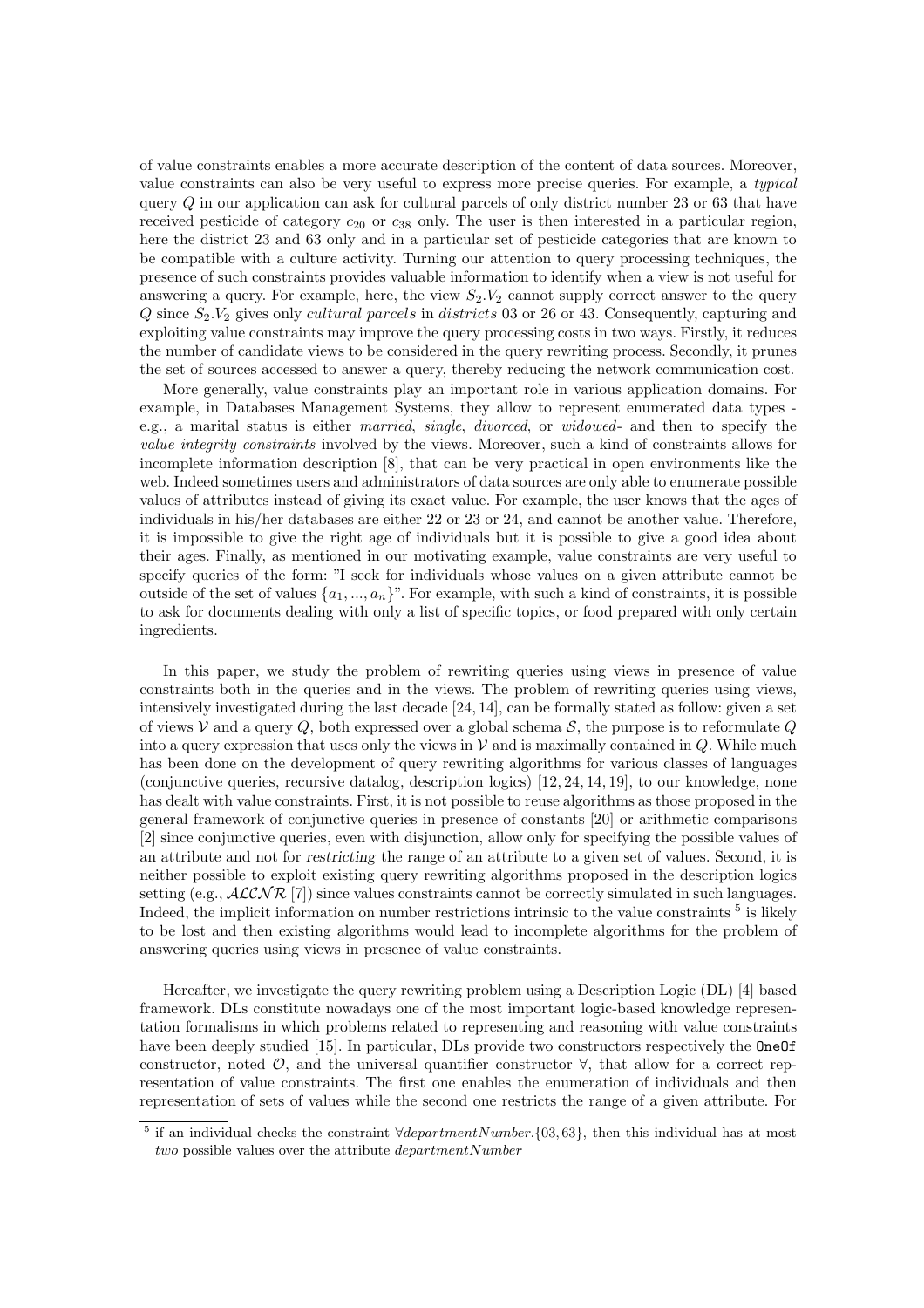of value constraints enables a more accurate description of the content of data sources. Moreover, value constraints can also be very useful to express more precise queries. For example, a *typical* query $Q$ in our application can ask for cultural parcels of only district number 23 or 63 that have received pesticide of category $c_{20}$ or $c_{38}$ only. The user is then interested in a particular region, here the district 23 and 63 only and in a particular set of pesticide categories that are known to be compatible with a culture activity. Turning our attention to query processing techniques, the presence of such constraints provides valuable information to identify when a view is not useful for answering a query. For example, here, the view $S_2.V_2$ cannot supply correct answer to the query $Q$ since $S_2.V_2$ gives only *cultural parcels* in *districts* 03 or 26 or 43. Consequently, capturing and exploiting value constraints may improve the query processing costs in two ways. Firstly, it reduces the number of candidate views to be considered in the query rewriting process. Secondly, it prunes the set of sources accessed to answer a query, thereby reducing the network communication cost.

More generally, value constraints play an important role in various application domains. For example, in Databases Management Systems, they allow to represent enumerated data types - e.g., a marital status is either *married*, *single*, *divorced*, or *widowed*- and then to specify the *value integrity constraints* involved by the views. Moreover, such a kind of constraints allows for incomplete information description [8], that can be very practical in open environments like the web. Indeed sometimes users and administrators of data sources are only able to enumerate possible values of attributes instead of giving its exact value. For example, the user knows that the ages of individuals in his/her databases are either 22 or 23 or 24, and cannot be another value. Therefore, it is impossible to give the right age of individuals but it is possible to give a good idea about their ages. Finally, as mentioned in our motivating example, value constraints are very useful to specify queries of the form: "I seek for individuals whose values on a given attribute cannot be outside of the set of values $\{a_1, ..., a_n\}$". For example, with such a kind of constraints, it is possible to ask for documents dealing with only a list of specific topics, or food prepared with only certain ingredients.

In this paper, we study the problem of rewriting queries using views in presence of value constraints both in the queries and in the views. The problem of rewriting queries using views, intensively investigated during the last decade [24, 14], can be formally stated as follow: given a set of views $\mathcal{V}$ and a query $Q$, both expressed over a global schema $\mathcal{S}$, the purpose is to reformulate $Q$ into a query expression that uses only the views in $\mathcal{V}$ and is maximally contained in $Q$. While much has been done on the development of query rewriting algorithms for various classes of languages (conjunctive queries, recursive datalog, description logics) [12, 24, 14, 19], to our knowledge, none has dealt with value constraints. First, it is not possible to reuse algorithms as those proposed in the general framework of conjunctive queries in presence of constants [20] or arithmetic comparisons [2] since conjunctive queries, even with disjunction, allow only for specifying the possible values of an attribute and not for *restricting* the range of an attribute to a given set of values. Second, it is neither possible to exploit existing query rewriting algorithms proposed in the description logics setting (e.g., $\mathcal{ALCNR}$ [7]) since values constraints cannot be correctly simulated in such languages. Indeed, the implicit information on number restrictions intrinsic to the value constraints [5] is likely to be lost and then existing algorithms would lead to incomplete algorithms for the problem of answering queries using views in presence of value constraints.

Hereafter, we investigate the query rewriting problem using a Description Logic (DL) [4] based framework. DLs constitute nowadays one of the most important logic-based knowledge representation formalisms in which problems related to representing and reasoning with value constraints have been deeply studied [15]. In particular, DLs provide two constructors respectively the `OneOf` constructor, noted $\mathcal{O}$, and the universal quantifier constructor $\forall$, that allow for a correct representation of value constraints. The first one enables the enumeration of individuals and then representation of sets of values while the second one restricts the range of a given attribute. For

[5] if an individual checks the constraint $\forall departmentNumber.\{03, 63\}$, then this individual has at most *two* possible values over the attribute $departmentNumber$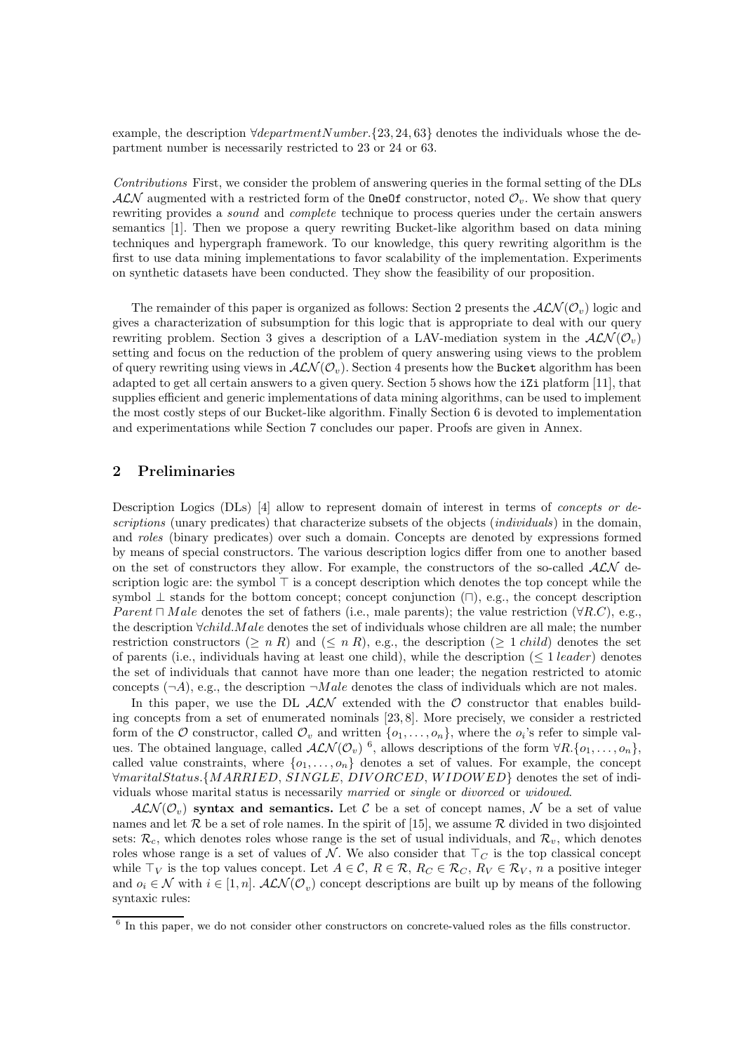example, the description $\forall departmentNumber.\{23, 24, 63\}$ denotes the individuals whose the department number is necessarily restricted to 23 or 24 or 63.

*Contributions* First, we consider the problem of answering queries in the formal setting of the DLs $\mathcal{ALN}$ augmented with a restricted form of the `OneOf` constructor, noted $\mathcal{O}_v$. We show that query rewriting provides a *sound* and *complete* technique to process queries under the certain answers semantics [1]. Then we propose a query rewriting Bucket-like algorithm based on data mining techniques and hypergraph framework. To our knowledge, this query rewriting algorithm is the first to use data mining implementations to favor scalability of the implementation. Experiments on synthetic datasets have been conducted. They show the feasibility of our proposition.

The remainder of this paper is organized as follows: Section 2 presents the $\mathcal{ALN}(\mathcal{O}_v)$ logic and gives a characterization of subsumption for this logic that is appropriate to deal with our query rewriting problem. Section 3 gives a description of a LAV-mediation system in the $\mathcal{ALN}(\mathcal{O}_v)$ setting and focus on the reduction of the problem of query answering using views to the problem of query rewriting using views in $\mathcal{ALN}(\mathcal{O}_v)$. Section 4 presents how the `Bucket` algorithm has been adapted to get all certain answers to a given query. Section 5 shows how the `iZi` platform [11], that supplies efficient and generic implementations of data mining algorithms, can be used to implement the most costly steps of our Bucket-like algorithm. Finally Section 6 is devoted to implementation and experimentations while Section 7 concludes our paper. Proofs are given in Annex.

## 2 Preliminaries

Description Logics (DLs) [4] allow to represent domain of interest in terms of *concepts or descriptions* (unary predicates) that characterize subsets of the objects (*individuals*) in the domain, and *roles* (binary predicates) over such a domain. Concepts are denoted by expressions formed by means of special constructors. The various description logics differ from one to another based on the set of constructors they allow. For example, the constructors of the so-called $\mathcal{ALN}$ description logic are: the symbol $\top$ is a concept description which denotes the top concept while the symbol $\bot$ stands for the bottom concept; concept conjunction ($\sqcap$), e.g., the concept description $Parent \sqcap Male$ denotes the set of fathers (i.e., male parents); the value restriction ($\forall R.C$), e.g., the description $\forall child.Male$ denotes the set of individuals whose children are all male; the number restriction constructors ($\geq n\ R$) and ($\leq n\ R$), e.g., the description ($\geq 1\ child$) denotes the set of parents (i.e., individuals having at least one child), while the description ($\leq 1\ leader$) denotes the set of individuals that cannot have more than one leader; the negation restricted to atomic concepts ($\neg A$), e.g., the description $\neg Male$ denotes the class of individuals which are not males.

In this paper, we use the DL $\mathcal{ALN}$ extended with the $\mathcal{O}$ constructor that enables building concepts from a set of enumerated nominals [23, 8]. More precisely, we consider a restricted form of the $\mathcal{O}$ constructor, called $\mathcal{O}_v$ and written $\{o_1, \ldots, o_n\}$, where the $o_i$'s refer to simple values. The obtained language, called $\mathcal{ALN}(\mathcal{O}_v)$ [6], allows descriptions of the form $\forall R.\{o_1, \ldots, o_n\}$, called value constraints, where $\{o_1, \ldots, o_n\}$ denotes a set of values. For example, the concept $\forall maritalStatus.\{MARRIED, SINGLE, DIVORCED, WIDOWED\}$ denotes the set of individuals whose marital status is necessarily *married* or *single* or *divorced* or *widowed*.

**$\mathcal{ALN}(\mathcal{O}_v)$ syntax and semantics.** Let $\mathcal{C}$ be a set of concept names, $\mathcal{N}$ be a set of value names and let $\mathcal{R}$ be a set of role names. In the spirit of [15], we assume $\mathcal{R}$ divided in two disjointed sets: $\mathcal{R}_c$, which denotes roles whose range is the set of usual individuals, and $\mathcal{R}_v$, which denotes roles whose range is a set of values of $\mathcal{N}$. We also consider that $\top_C$ is the top classical concept while $\top_V$ is the top values concept. Let $A \in \mathcal{C}$, $R \in \mathcal{R}$, $R_C \in \mathcal{R}_C$, $R_V \in \mathcal{R}_V$, $n$ a positive integer and $o_i \in \mathcal{N}$ with $i \in [1, n]$. $\mathcal{ALN}(\mathcal{O}_v)$ concept descriptions are built up by means of the following syntaxic rules:

[6] In this paper, we do not consider other constructors on concrete-valued roles as the fills constructor.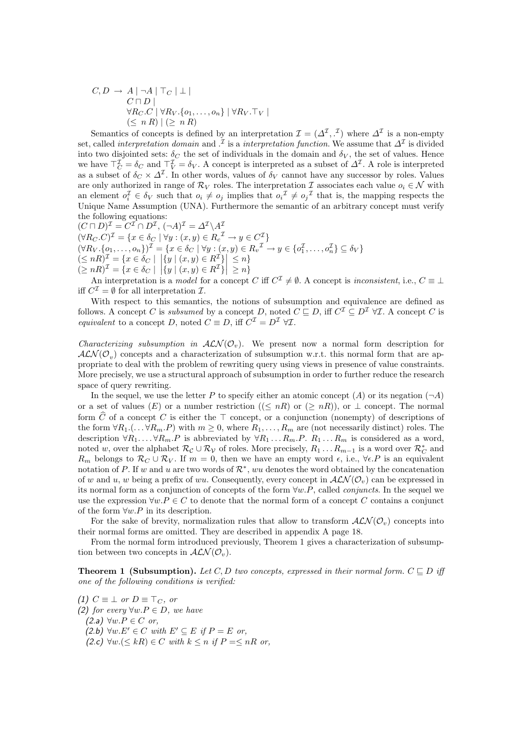$$
\begin{aligned}
C, D \;\rightarrow\; & A \mid \neg A \mid \top_C \mid \bot \mid \\
& C \sqcap D \mid \\
& \forall R_C.C \mid \forall R_V.\{o_1, \ldots, o_n\} \mid \forall R_V.\top_V \mid \\
& (\leq\; n\; R) \mid (\geq\; n\; R)
\end{aligned}
$$

Semantics of concepts is defined by an interpretation $\mathcal{I} = (\Delta^{\mathcal{I}}, .^{\mathcal{I}})$ where $\Delta^{\mathcal{I}}$ is a non-empty set, called *interpretation domain* and $.^{\mathcal{I}}$ is a *interpretation function*. We assume that $\Delta^{\mathcal{I}}$ is divided into two disjointed sets: $\delta_C$ the set of individuals in the domain and $\delta_V$, the set of values. Hence we have $\top_C^{\mathcal{I}} = \delta_C$ and $\top_V^{\mathcal{I}} = \delta_V$. A concept is interpreted as a subset of $\Delta^{\mathcal{I}}$. A role is interpreted as a subset of $\delta_C \times \Delta^{\mathcal{I}}$. In other words, values of $\delta_V$ cannot have any successor by roles. Values are only authorized in range of $\mathcal{R}_V$ roles. The interpretation $\mathcal{I}$ associates each value $o_i \in \mathcal{N}$ with an element $o_i^{\mathcal{I}} \in \delta_V$ such that $o_i \neq o_j$ implies that ${o_i}^{\mathcal{I}} \neq {o_j}^{\mathcal{I}}$ that is, the mapping respects the Unique Name Assumption (UNA). Furthermore the semantic of an arbitrary concept must verify the following equations:

$(C \sqcap D)^{\mathcal{I}} = C^{\mathcal{I}} \cap D^{\mathcal{I}}$, $(\neg A)^{\mathcal{I}} = \Delta^{\mathcal{I}} \backslash A^{\mathcal{I}}$

$(\forall R_C.C)^{\mathcal{I}} = \{x \in \delta_C \mid \forall y : (x, y) \in {R_c}^{\mathcal{I}} \rightarrow y \in C^{\mathcal{I}}\}$

$(\forall R_V.\{o_1, \ldots, o_n\})^{\mathcal{I}} = \{x \in \delta_C \mid \forall y : (x, y) \in {R_v}^{\mathcal{I}} \rightarrow y \in \{o_1^{\mathcal{I}}, \ldots, o_n^{\mathcal{I}}\} \subseteq \delta_V\}$

$(\leq nR)^{\mathcal{I}} = \{x \in \delta_C \mid \left|\{y \mid (x, y) \in R^{\mathcal{I}}\}\right| \leq n\}$

$(\geq nR)^{\mathcal{I}} = \{x \in \delta_C \mid \left|\{y \mid (x, y) \in R^{\mathcal{I}}\}\right| \geq n\}$

An interpretation is a *model* for a concept $C$ iff $C^{\mathcal{I}} \neq \emptyset$. A concept is *inconsistent*, i.e., $C \equiv \bot$ iff $C^{\mathcal{I}} = \emptyset$ for all interpretation $\mathcal{I}$.

With respect to this semantics, the notions of subsumption and equivalence are defined as follows. A concept $C$ is *subsumed* by a concept $D$, noted $C \sqsubseteq D$, iff $C^{\mathcal{I}} \subseteq D^{\mathcal{I}}\ \forall \mathcal{I}$. A concept $C$ is *equivalent* to a concept $D$, noted $C \equiv D$, iff $C^{\mathcal{I}} = D^{\mathcal{I}}\ \forall \mathcal{I}$.

*Characterizing subsumption in $\mathcal{ALN}(\mathcal{O}_v)$.* We present now a normal form description for $\mathcal{ALN}(\mathcal{O}_v)$ concepts and a characterization of subsumption w.r.t. this normal form that are appropriate to deal with the problem of rewriting query using views in presence of value constraints. More precisely, we use a structural approach of subsumption in order to further reduce the research space of query rewriting.

In the sequel, we use the letter $P$ to specify either an atomic concept ($A$) or its negation ($\neg A$) or a set of values ($E$) or a number restriction (($\leq nR$) or ($\geq nR$)), or $\bot$ concept. The normal form $\widehat{C}$ of a concept $C$ is either the $\top$ concept, or a conjunction (nonempty) of descriptions of the form $\forall R_1.(\ldots \forall R_m.P)$ with $m \geq 0$, where $R_1, \ldots, R_m$ are (not necessarily distinct) roles. The description $\forall R_1.\ldots.\forall R_m.P$ is abbreviated by $\forall R_1 \ldots R_m.P$. $R_1 \ldots R_m$ is considered as a word, noted $w$, over the alphabet $\mathcal{R_C} \cup \mathcal{R_V}$ of roles. More precisely, $R_1 \ldots R_{m-1}$ is a word over $\mathcal{R}_{\mathcal{C}}^*$ and $R_m$ belongs to $\mathcal{R_C} \cup \mathcal{R_V}$. If $m = 0$, then we have an empty word $\epsilon$, i.e., $\forall \epsilon.P$ is an equivalent notation of $P$. If $w$ and $u$ are two words of $\mathcal{R}^*$, $wu$ denotes the word obtained by the concatenation of $w$ and $u$, $w$ being a prefix of $wu$. Consequently, every concept in $\mathcal{ALN}(\mathcal{O}_v)$ can be expressed in its normal form as a conjunction of concepts of the form $\forall w.P$, called *conjuncts*. In the sequel we use the expression $\forall w.P \in C$ to denote that the normal form of a concept $C$ contains a conjunct of the form $\forall w.P$ in its description.

For the sake of brevity, normalization rules that allow to transform $\mathcal{ALN}(\mathcal{O}_v)$ concepts into their normal forms are omitted. They are described in appendix A page 18.

From the normal form introduced previously, Theorem 1 gives a characterization of subsumption between two concepts in $\mathcal{ALN}(\mathcal{O}_v)$.

**Theorem 1 (Subsumption).** *Let $C, D$ two concepts, expressed in their normal form. $C \sqsubseteq D$ iff one of the following conditions is verified:*

*(1)* $C \equiv \bot$ *or* $D \equiv \top_C$*, or*

*(2) for every* $\forall w.P \in D$*, we have*

*(2.a)* $\forall w.P \in C$ *or,*

*(2.b)* $\forall w.E' \in C$ *with* $E' \subseteq E$ *if* $P = E$ *or,*

*(2.c)* $\forall w.(\leq kR) \in C$ *with* $k \leq n$ *if* $P = \leq nR$ *or,*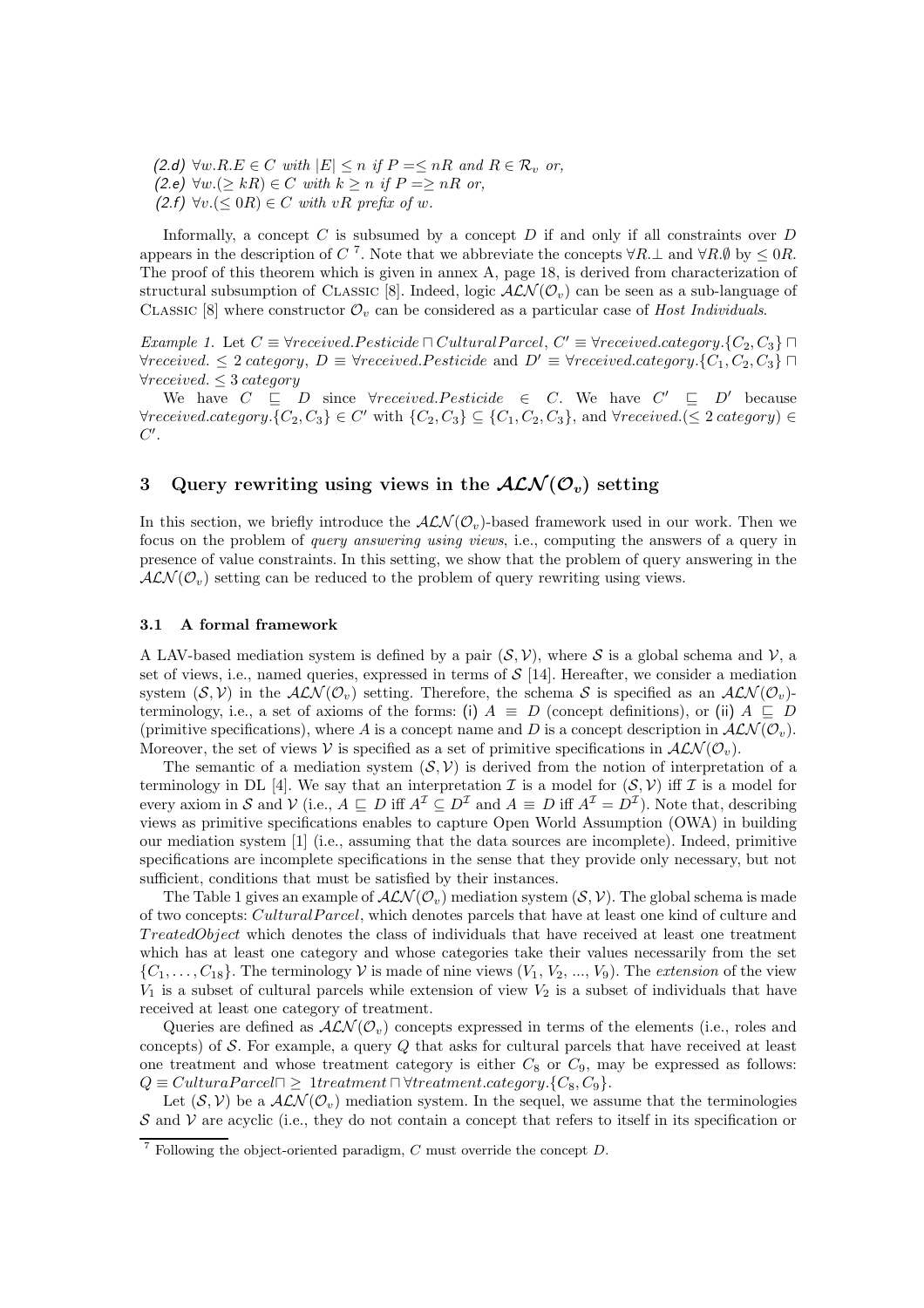*(2.d)* $\forall w.R.E \in C$ *with* $|E| \leq n$ *if* $P = \leq nR$ *and* $R \in \mathcal{R}_v$ *or,*
*(2.e)* $\forall w.(\geq kR) \in C$ *with* $k \geq n$ *if* $P = \geq nR$ *or,*
*(2.f)* $\forall v.(\leq 0R) \in C$ *with* $vR$ *prefix of* $w$.

Informally, a concept $C$ is subsumed by a concept $D$ if and only if all constraints over $D$ appears in the description of $C$ [7]. Note that we abbreviate the concepts $\forall R.\bot$ and $\forall R.\emptyset$ by $\leq 0R$. The proof of this theorem which is given in annex A, page 18, is derived from characterization of structural subsumption of Classic [8]. Indeed, logic $\mathcal{ALN}(\mathcal{O}_v)$ can be seen as a sub-language of Classic [8] where constructor $\mathcal{O}_v$ can be considered as a particular case of *Host Individuals*.

*Example 1.* Let $C \equiv \forall received.Pesticide \sqcap CulturalParcel$, $C' \equiv \forall received.category.\{C_2, C_3\} \sqcap \forall received. \leq 2\, category$, $D \equiv \forall received.Pesticide$ and $D' \equiv \forall received.category.\{C_1, C_2, C_3\} \sqcap \forall received. \leq 3\, category$

We have $C \sqsubseteq D$ since $\forall received.Pesticide \in C$. We have $C' \sqsubseteq D'$ because $\forall received.category.\{C_2, C_3\} \in C'$ with $\{C_2, C_3\} \subseteq \{C_1, C_2, C_3\}$, and $\forall received.(\leq 2\, category) \in C'$.

## 3 Query rewriting using views in the $\mathcal{ALN}(\mathcal{O}_v)$ setting

In this section, we briefly introduce the $\mathcal{ALN}(\mathcal{O}_v)$-based framework used in our work. Then we focus on the problem of *query answering using views*, i.e., computing the answers of a query in presence of value constraints. In this setting, we show that the problem of query answering in the $\mathcal{ALN}(\mathcal{O}_v)$ setting can be reduced to the problem of query rewriting using views.

### 3.1 A formal framework

A LAV-based mediation system is defined by a pair $(\mathcal{S}, \mathcal{V})$, where $\mathcal{S}$ is a global schema and $\mathcal{V}$, a set of views, i.e., named queries, expressed in terms of $\mathcal{S}$ [14]. Hereafter, we consider a mediation system $(\mathcal{S}, \mathcal{V})$ in the $\mathcal{ALN}(\mathcal{O}_v)$ setting. Therefore, the schema $\mathcal{S}$ is specified as an $\mathcal{ALN}(\mathcal{O}_v)$-terminology, i.e., a set of axioms of the forms: (i) $A \equiv D$ (concept definitions), or (ii) $A \sqsubseteq D$ (primitive specifications), where $A$ is a concept name and $D$ is a concept description in $\mathcal{ALN}(\mathcal{O}_v)$. Moreover, the set of views $\mathcal{V}$ is specified as a set of primitive specifications in $\mathcal{ALN}(\mathcal{O}_v)$.

The semantic of a mediation system $(\mathcal{S}, \mathcal{V})$ is derived from the notion of interpretation of a terminology in DL [4]. We say that an interpretation $\mathcal{I}$ is a model for $(\mathcal{S}, \mathcal{V})$ iff $\mathcal{I}$ is a model for every axiom in $\mathcal{S}$ and $\mathcal{V}$ (i.e., $A \sqsubseteq D$ iff $A^{\mathcal{I}} \subseteq D^{\mathcal{I}}$ and $A \equiv D$ iff $A^{\mathcal{I}} = D^{\mathcal{I}}$). Note that, describing views as primitive specifications enables to capture Open World Assumption (OWA) in building our mediation system [1] (i.e., assuming that the data sources are incomplete). Indeed, primitive specifications are incomplete specifications in the sense that they provide only necessary, but not sufficient, conditions that must be satisfied by their instances.

The Table 1 gives an example of $\mathcal{ALN}(\mathcal{O}_v)$ mediation system $(\mathcal{S}, \mathcal{V})$. The global schema is made of two concepts: $CulturalParcel$, which denotes parcels that have at least one kind of culture and $TreatedObject$ which denotes the class of individuals that have received at least one treatment which has at least one category and whose categories take their values necessarily from the set $\{C_1, \ldots, C_{18}\}$. The terminology $\mathcal{V}$ is made of nine views ($V_1$, $V_2$, ..., $V_9$). The *extension* of the view $V_1$ is a subset of cultural parcels while extension of view $V_2$ is a subset of individuals that have received at least one category of treatment.

Queries are defined as $\mathcal{ALN}(\mathcal{O}_v)$ concepts expressed in terms of the elements (i.e., roles and concepts) of $\mathcal{S}$. For example, a query $Q$ that asks for cultural parcels that have received at least one treatment and whose treatment category is either $C_8$ or $C_9$, may be expressed as follows: $Q \equiv CulturaParcel \sqcap \geq 1 treatment \sqcap \forall treatment.category.\{C_8, C_9\}$.

Let $(\mathcal{S}, \mathcal{V})$ be a $\mathcal{ALN}(\mathcal{O}_v)$ mediation system. In the sequel, we assume that the terminologies $\mathcal{S}$ and $\mathcal{V}$ are acyclic (i.e., they do not contain a concept that refers to itself in its specification or

[7] Following the object-oriented paradigm, $C$ must override the concept $D$.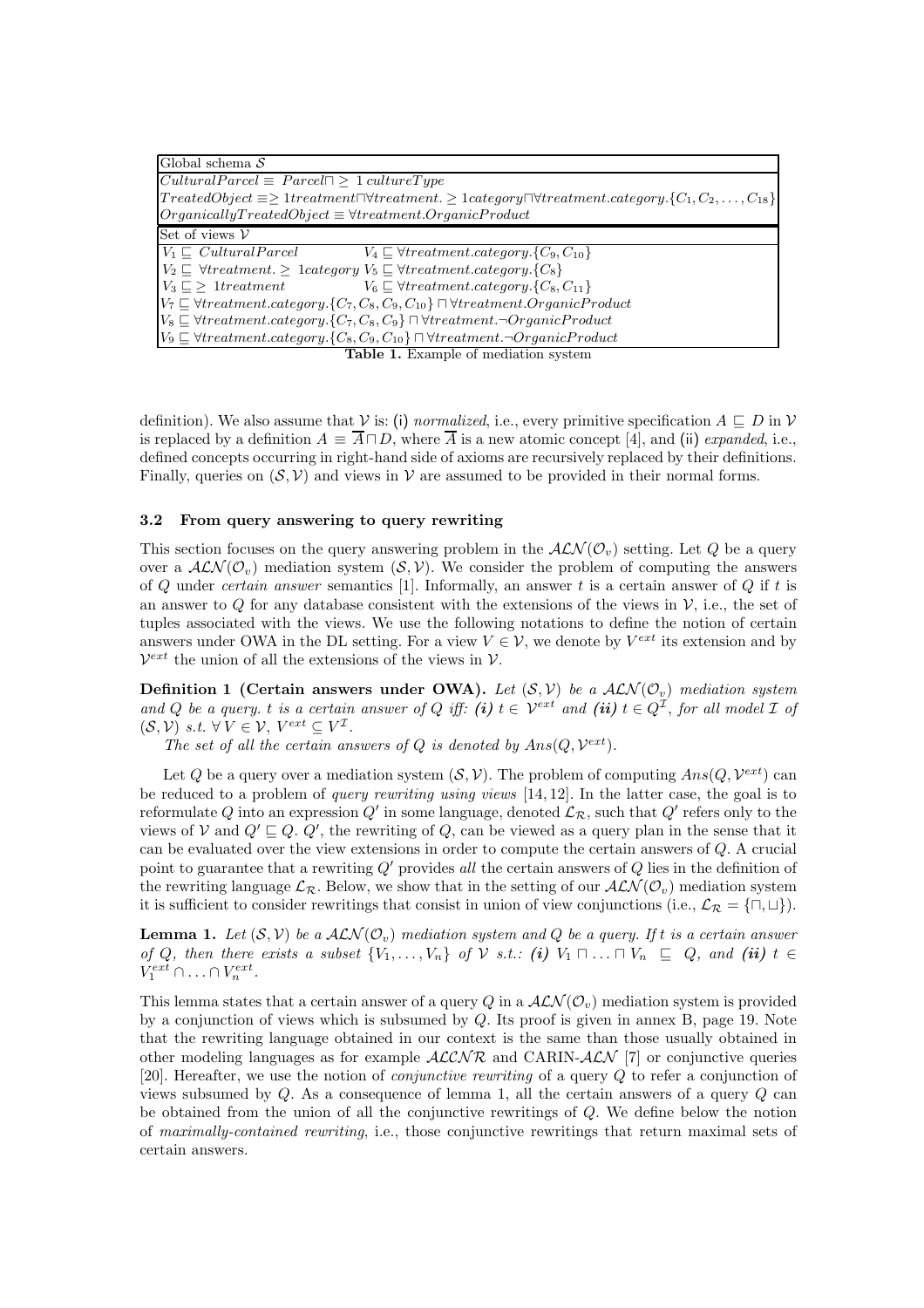| Global schema $\mathcal{S}$ | |
|---|---|
| $CulturalParcel \equiv Parcel \sqcap \geq 1\ cultureType$ | |
| $TreatedObject \equiv \geq 1 treatment \sqcap \forall treatment. \geq 1 category \sqcap \forall treatment.category.\{C_1, C_2, \ldots, C_{18}\}$ | |
| $OrganicallyTreatedObject \equiv \forall treatment.OrganicProduct$ | |
| **Set of views $\mathcal{V}$** | |
| $V_1 \sqsubseteq CulturalParcel$ | $V_4 \sqsubseteq \forall treatment.category.\{C_9, C_{10}\}$ |
| $V_2 \sqsubseteq \forall treatment. \geq 1 category$ | $V_5 \sqsubseteq \forall treatment.category.\{C_8\}$ |
| $V_3 \sqsubseteq \geq 1 treatment$ | $V_6 \sqsubseteq \forall treatment.category.\{C_8, C_{11}\}$ |
| $V_7 \sqsubseteq \forall treatment.category.\{C_7, C_8, C_9, C_{10}\} \sqcap \forall treatment.OrganicProduct$ | |
| $V_8 \sqsubseteq \forall treatment.category.\{C_7, C_8, C_9\} \sqcap \forall treatment.\neg OrganicProduct$ | |
| $V_9 \sqsubseteq \forall treatment.category.\{C_8, C_9, C_{10}\} \sqcap \forall treatment.\neg OrganicProduct$ | |

**Table 1.** Example of mediation system

definition). We also assume that $\mathcal{V}$ is: (i) *normalized*, i.e., every primitive specification $A \sqsubseteq D$ in $\mathcal{V}$ is replaced by a definition $A \equiv \overline{A} \sqcap D$, where $\overline{A}$ is a new atomic concept [4], and (ii) *expanded*, i.e., defined concepts occurring in right-hand side of axioms are recursively replaced by their definitions. Finally, queries on $(\mathcal{S}, \mathcal{V})$ and views in $\mathcal{V}$ are assumed to be provided in their normal forms.

### 3.2 From query answering to query rewriting

This section focuses on the query answering problem in the $\mathcal{ALN}(\mathcal{O}_v)$ setting. Let $Q$ be a query over a $\mathcal{ALN}(\mathcal{O}_v)$ mediation system $(\mathcal{S}, \mathcal{V})$. We consider the problem of computing the answers of $Q$ under *certain answer* semantics [1]. Informally, an answer $t$ is a certain answer of $Q$ if $t$ is an answer to $Q$ for any database consistent with the extensions of the views in $\mathcal{V}$, i.e., the set of tuples associated with the views. We use the following notations to define the notion of certain answers under OWA in the DL setting. For a view $V \in \mathcal{V}$, we denote by $V^{ext}$ its extension and by $\mathcal{V}^{ext}$ the union of all the extensions of the views in $\mathcal{V}$.

**Definition 1 (Certain answers under OWA).** *Let $(\mathcal{S}, \mathcal{V})$ be a $\mathcal{ALN}(\mathcal{O}_v)$ mediation system and $Q$ be a query. $t$ is a certain answer of $Q$ iff: **(i)** $t \in \mathcal{V}^{ext}$ and **(ii)** $t \in Q^{\mathcal{I}}$, for all model $\mathcal{I}$ of $(\mathcal{S}, \mathcal{V})$ s.t. $\forall V \in \mathcal{V}$, $V^{ext} \subseteq V^{\mathcal{I}}$.*

*The set of all the certain answers of $Q$ is denoted by $Ans(Q, \mathcal{V}^{ext})$.*

Let $Q$ be a query over a mediation system $(\mathcal{S}, \mathcal{V})$. The problem of computing $Ans(Q, \mathcal{V}^{ext})$ can be reduced to a problem of *query rewriting using views* [14, 12]. In the latter case, the goal is to reformulate $Q$ into an expression $Q'$ in some language, denoted $\mathcal{L}_{\mathcal{R}}$, such that $Q'$ refers only to the views of $\mathcal{V}$ and $Q' \sqsubseteq Q$. $Q'$, the rewriting of $Q$, can be viewed as a query plan in the sense that it can be evaluated over the view extensions in order to compute the certain answers of $Q$. A crucial point to guarantee that a rewriting $Q'$ provides *all* the certain answers of $Q$ lies in the definition of the rewriting language $\mathcal{L}_{\mathcal{R}}$. Below, we show that in the setting of our $\mathcal{ALN}(\mathcal{O}_v)$ mediation system it is sufficient to consider rewritings that consist in union of view conjunctions (i.e., $\mathcal{L}_{\mathcal{R}} = \{\sqcap, \sqcup\}$).

**Lemma 1.** *Let $(\mathcal{S}, \mathcal{V})$ be a $\mathcal{ALN}(\mathcal{O}_v)$ mediation system and $Q$ be a query. If $t$ is a certain answer of $Q$, then there exists a subset $\{V_1, \ldots, V_n\}$ of $\mathcal{V}$ s.t.: **(i)** $V_1 \sqcap \ldots \sqcap V_n \sqsubseteq Q$, and **(ii)** $t \in V_1^{ext} \cap \ldots \cap V_n^{ext}$.*

This lemma states that a certain answer of a query $Q$ in a $\mathcal{ALN}(\mathcal{O}_v)$ mediation system is provided by a conjunction of views which is subsumed by $Q$. Its proof is given in annex B, page 19. Note that the rewriting language obtained in our context is the same than those usually obtained in other modeling languages as for example $\mathcal{ALCNR}$ and CARIN-$\mathcal{ALN}$ [7] or conjunctive queries [20]. Hereafter, we use the notion of *conjunctive rewriting* of a query $Q$ to refer a conjunction of views subsumed by $Q$. As a consequence of lemma 1, all the certain answers of a query $Q$ can be obtained from the union of all the conjunctive rewritings of $Q$. We define below the notion of *maximally-contained rewriting*, i.e., those conjunctive rewritings that return maximal sets of certain answers.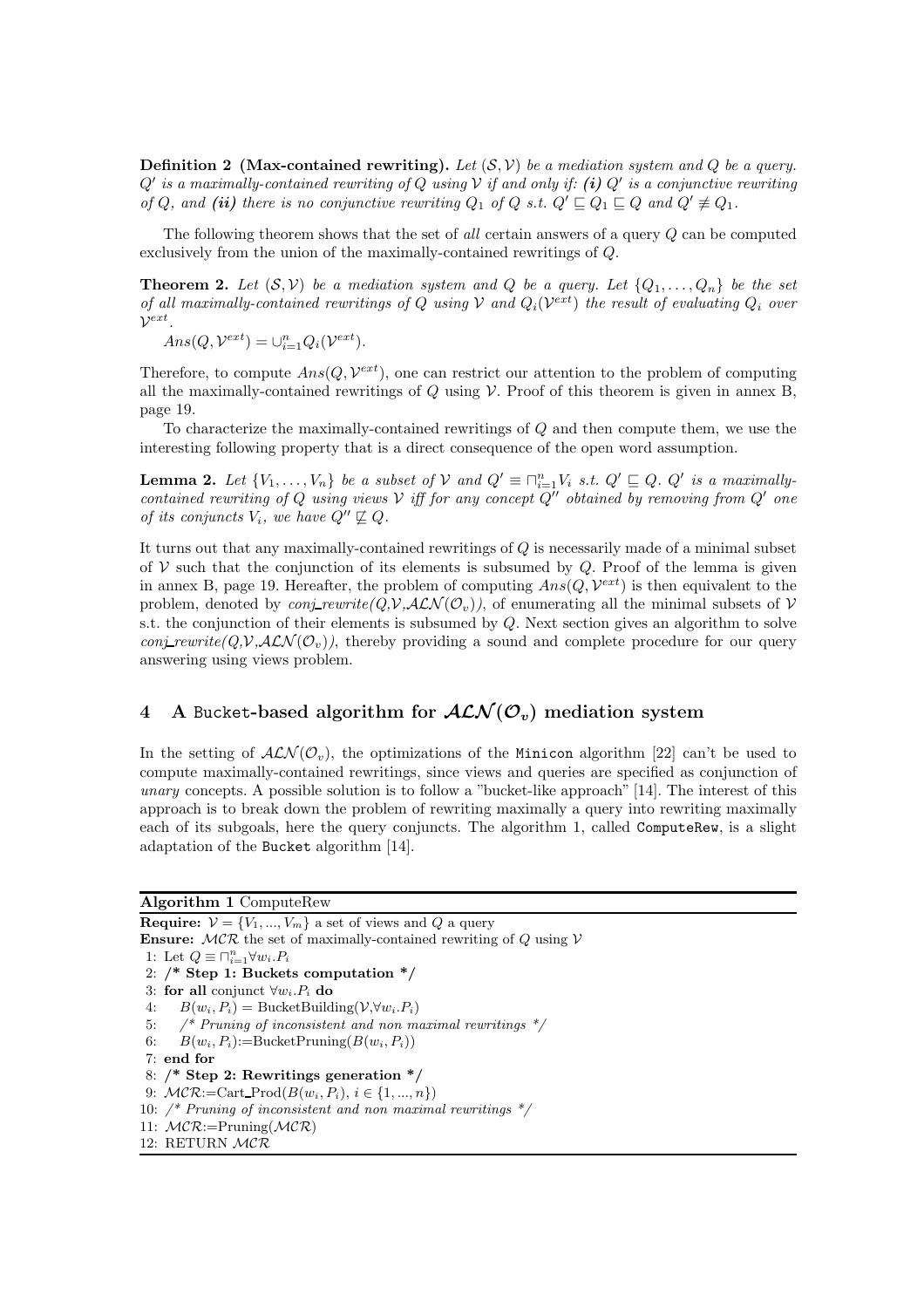**Definition 2 (Max-contained rewriting).** *Let $(\mathcal{S}, \mathcal{V})$ be a mediation system and $Q$ be a query. $Q'$ is a maximally-contained rewriting of $Q$ using $\mathcal{V}$ if and only if: **(i)** $Q'$ is a conjunctive rewriting of $Q$, and **(ii)** there is no conjunctive rewriting $Q_1$ of $Q$ s.t. $Q' \sqsubseteq Q_1 \sqsubseteq Q$ and $Q' \not\equiv Q_1$.*

The following theorem shows that the set of *all* certain answers of a query $Q$ can be computed exclusively from the union of the maximally-contained rewritings of $Q$.

**Theorem 2.** *Let $(\mathcal{S}, \mathcal{V})$ be a mediation system and $Q$ be a query. Let $\{Q_1, \ldots, Q_n\}$ be the set of all maximally-contained rewritings of $Q$ using $\mathcal{V}$ and $Q_i(\mathcal{V}^{ext})$ the result of evaluating $Q_i$ over $\mathcal{V}^{ext}$.*

$Ans(Q, \mathcal{V}^{ext}) = \cup_{i=1}^{n} Q_i(\mathcal{V}^{ext})$.

Therefore, to compute $Ans(Q, \mathcal{V}^{ext})$, one can restrict our attention to the problem of computing all the maximally-contained rewritings of $Q$ using $\mathcal{V}$. Proof of this theorem is given in annex B, page 19.

To characterize the maximally-contained rewritings of $Q$ and then compute them, we use the interesting following property that is a direct consequence of the open word assumption.

**Lemma 2.** *Let $\{V_1, \ldots, V_n\}$ be a subset of $\mathcal{V}$ and $Q' \equiv \sqcap_{i=1}^{n} V_i$ s.t. $Q' \sqsubseteq Q$. $Q'$ is a maximally-contained rewriting of $Q$ using views $\mathcal{V}$ iff for any concept $Q''$ obtained by removing from $Q'$ one of its conjuncts $V_i$, we have $Q'' \not\sqsubseteq Q$.*

It turns out that any maximally-contained rewritings of $Q$ is necessarily made of a minimal subset of $\mathcal{V}$ such that the conjunction of its elements is subsumed by $Q$. Proof of the lemma is given in annex B, page 19. Hereafter, the problem of computing $Ans(Q, \mathcal{V}^{ext})$ is then equivalent to the problem, denoted by *conj_rewrite($Q$,$\mathcal{V}$,$\mathcal{ALN}(\mathcal{O}_v)$)*, of enumerating all the minimal subsets of $\mathcal{V}$ s.t. the conjunction of their elements is subsumed by $Q$. Next section gives an algorithm to solve *conj_rewrite($Q$,$\mathcal{V}$,$\mathcal{ALN}(\mathcal{O}_v)$)*, thereby providing a sound and complete procedure for our query answering using views problem.

## 4 A Bucket-based algorithm for $\mathcal{ALN}(\mathcal{O}_v)$ mediation system

In the setting of $\mathcal{ALN}(\mathcal{O}_v)$, the optimizations of the Minicon algorithm [22] can't be used to compute maximally-contained rewritings, since views and queries are specified as conjunction of *unary* concepts. A possible solution is to follow a "bucket-like approach" [14]. The interest of this approach is to break down the problem of rewriting maximally a query into rewriting maximally each of its subgoals, here the query conjuncts. The algorithm 1, called ComputeRew, is a slight adaptation of the Bucket algorithm [14].

**Algorithm 1** ComputeRew

**Require:** $\mathcal{V} = \{V_1, ..., V_m\}$ a set of views and $Q$ a query
**Ensure:** $\mathcal{MCR}$ the set of maximally-contained rewriting of $Q$ using $\mathcal{V}$

1: Let $Q \equiv \sqcap_{i=1}^{n} \forall w_i.P_i$
2: **/\* Step 1: Buckets computation \*/**
3: **for all** conjunct $\forall w_i.P_i$ **do**
4: $\quad B(w_i, P_i) = \text{BucketBuilding}(\mathcal{V}, \forall w_i.P_i)$
5: $\quad$ */\* Pruning of inconsistent and non maximal rewritings \*/*
6: $\quad B(w_i, P_i) := \text{BucketPruning}(B(w_i, P_i))$
7: **end for**
8: **/\* Step 2: Rewritings generation \*/**
9: $\mathcal{MCR} := \text{Cart\_Prod}(B(w_i, P_i), i \in \{1, ..., n\})$
10: */\* Pruning of inconsistent and non maximal rewritings \*/*
11: $\mathcal{MCR} := \text{Pruning}(\mathcal{MCR})$
12: RETURN $\mathcal{MCR}$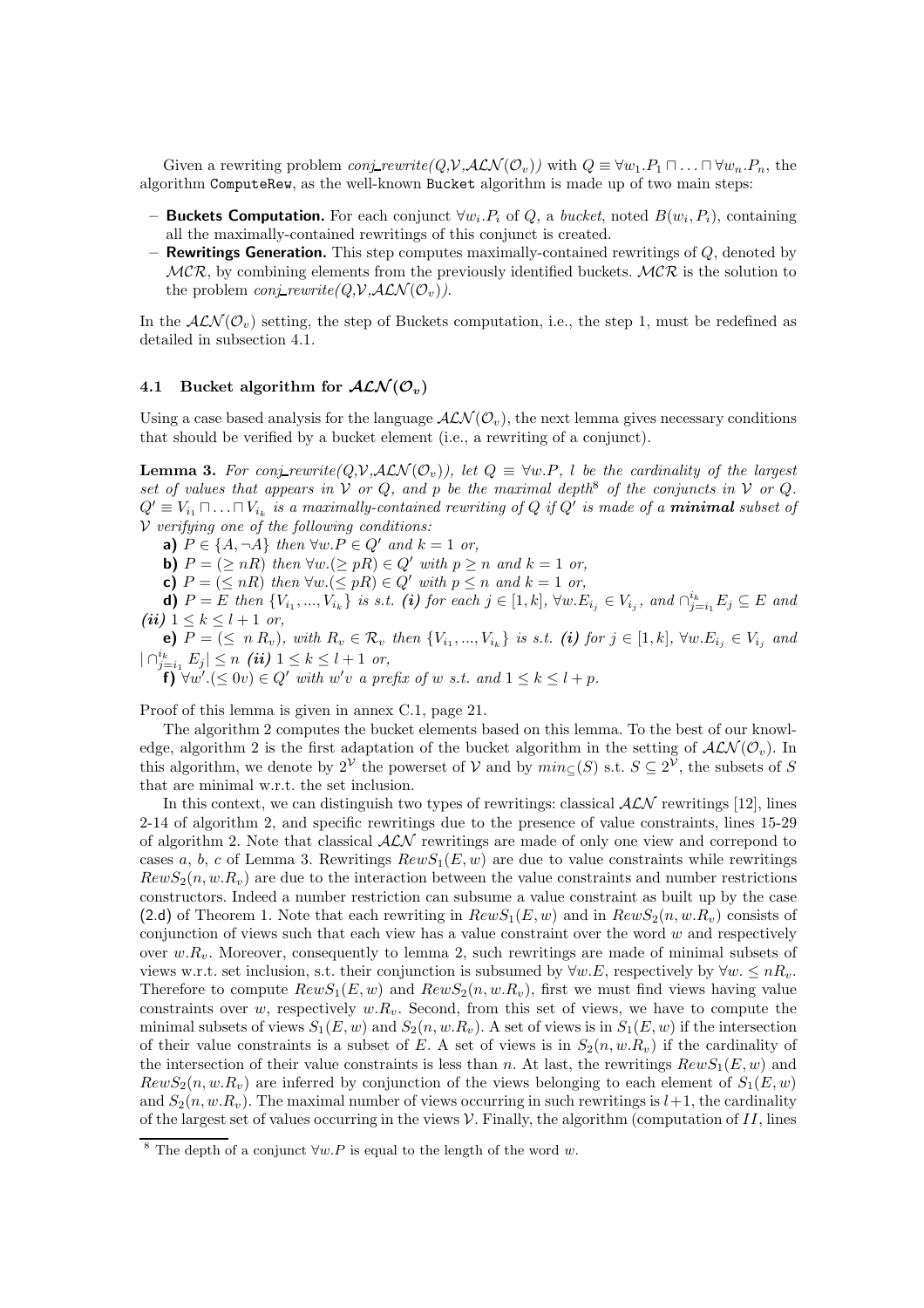Given a rewriting problem *conj_rewrite*($Q$,$\mathcal{V}$,$\mathcal{ALN}(\mathcal{O}_v)$) with $Q \equiv \forall w_1.P_1 \sqcap \ldots \sqcap \forall w_n.P_n$, the algorithm `ComputeRew`, as the well-known `Bucket` algorithm is made up of two main steps:

- **Buckets Computation.** For each conjunct $\forall w_i.P_i$ of $Q$, a *bucket*, noted $B(w_i, P_i)$, containing all the maximally-contained rewritings of this conjunct is created.
- **Rewritings Generation.** This step computes maximally-contained rewritings of $Q$, denoted by $\mathcal{MCR}$, by combining elements from the previously identified buckets. $\mathcal{MCR}$ is the solution to the problem *conj_rewrite*($Q$,$\mathcal{V}$,$\mathcal{ALN}(\mathcal{O}_v)$).

In the $\mathcal{ALN}(\mathcal{O}_v)$ setting, the step of Buckets computation, i.e., the step 1, must be redefined as detailed in subsection 4.1.

### 4.1 Bucket algorithm for $\mathcal{ALN}(\mathcal{O}_v)$

Using a case based analysis for the language $\mathcal{ALN}(\mathcal{O}_v)$, the next lemma gives necessary conditions that should be verified by a bucket element (i.e., a rewriting of a conjunct).

**Lemma 3.** *For conj_rewrite($Q$,$\mathcal{V}$,$\mathcal{ALN}(\mathcal{O}_v)$), let $Q \equiv \forall w.P$, $l$ be the cardinality of the largest set of values that appears in $\mathcal{V}$ or $Q$, and $p$ be the maximal depth*[8] *of the conjuncts in $\mathcal{V}$ or $Q$. $Q' \equiv V_{i_1} \sqcap \ldots \sqcap V_{i_k}$ is a maximally-contained rewriting of $Q$ if $Q'$ is made of a **minimal** subset of $\mathcal{V}$ verifying one of the following conditions:*

**a)** *$P \in \{A, \neg A\}$ then $\forall w.P \in Q'$ and $k = 1$ or,*

**b)** *$P = (\geq nR)$ then $\forall w.(\geq pR) \in Q'$ with $p \geq n$ and $k = 1$ or,*

**c)** *$P = (\leq nR)$ then $\forall w.(\leq pR) \in Q'$ with $p \leq n$ and $k = 1$ or,*

**d)** *$P = E$ then $\{V_{i_1}, ..., V_{i_k}\}$ is s.t. **(i)** for each $j \in [1, k]$, $\forall w.E_{i_j} \in V_{i_j}$, and $\cap_{j=i_1}^{i_k} E_j \subseteq E$ and **(ii)** $1 \leq k \leq l + 1$ or,*

**e)** *$P = (\leq\ n\ R_v)$, with $R_v \in \mathcal{R}_v$ then $\{V_{i_1}, ..., V_{i_k}\}$ is s.t. **(i)** for $j \in [1, k]$, $\forall w.E_{i_j} \in V_{i_j}$ and $|\cap_{j=i_1}^{i_k} E_j| \leq n$ **(ii)** $1 \leq k \leq l + 1$ or,*

**f)** *$\forall w'.(\leq 0v) \in Q'$ with $w'v$ a prefix of $w$ s.t. and $1 \leq k \leq l + p$.*

Proof of this lemma is given in annex C.1, page 21.

The algorithm 2 computes the bucket elements based on this lemma. To the best of our knowledge, algorithm 2 is the first adaptation of the bucket algorithm in the setting of $\mathcal{ALN}(\mathcal{O}_v)$. In this algorithm, we denote by $2^{\mathcal{V}}$ the powerset of $\mathcal{V}$ and by $min_{\subseteq}(S)$ s.t. $S \subseteq 2^{\mathcal{V}}$, the subsets of $S$ that are minimal w.r.t. the set inclusion.

In this context, we can distinguish two types of rewritings: classical $\mathcal{ALN}$ rewritings [12], lines 2-14 of algorithm 2, and specific rewritings due to the presence of value constraints, lines 15-29 of algorithm 2. Note that classical $\mathcal{ALN}$ rewritings are made of only one view and correpond to cases $a$, $b$, $c$ of Lemma 3. Rewritings $RewS_1(E, w)$ are due to value constraints while rewritings $RewS_2(n, w.R_v)$ are due to the interaction between the value constraints and number restrictions constructors. Indeed a number restriction can subsume a value constraint as built up by the case (2.d) of Theorem 1. Note that each rewriting in $RewS_1(E, w)$ and in $RewS_2(n, w.R_v)$ consists of conjunction of views such that each view has a value constraint over the word $w$ and respectively over $w.R_v$. Moreover, consequently to lemma 2, such rewritings are made of minimal subsets of views w.r.t. set inclusion, s.t. their conjunction is subsumed by $\forall w.E$, respectively by $\forall w. \leq nR_v$. Therefore to compute $RewS_1(E, w)$ and $RewS_2(n, w.R_v)$, first we must find views having value constraints over $w$, respectively $w.R_v$. Second, from this set of views, we have to compute the minimal subsets of views $S_1(E, w)$ and $S_2(n, w.R_v)$. A set of views is in $S_1(E, w)$ if the intersection of their value constraints is a subset of $E$. A set of views is in $S_2(n, w.R_v)$ if the cardinality of the intersection of their value constraints is less than $n$. At last, the rewritings $RewS_1(E, w)$ and $RewS_2(n, w.R_v)$ are inferred by conjunction of the views belonging to each element of $S_1(E, w)$ and $S_2(n, w.R_v)$. The maximal number of views occurring in such rewritings is $l+1$, the cardinality of the largest set of values occurring in the views $\mathcal{V}$. Finally, the algorithm (computation of $II$, lines

[8] The depth of a conjunct $\forall w.P$ is equal to the length of the word $w$.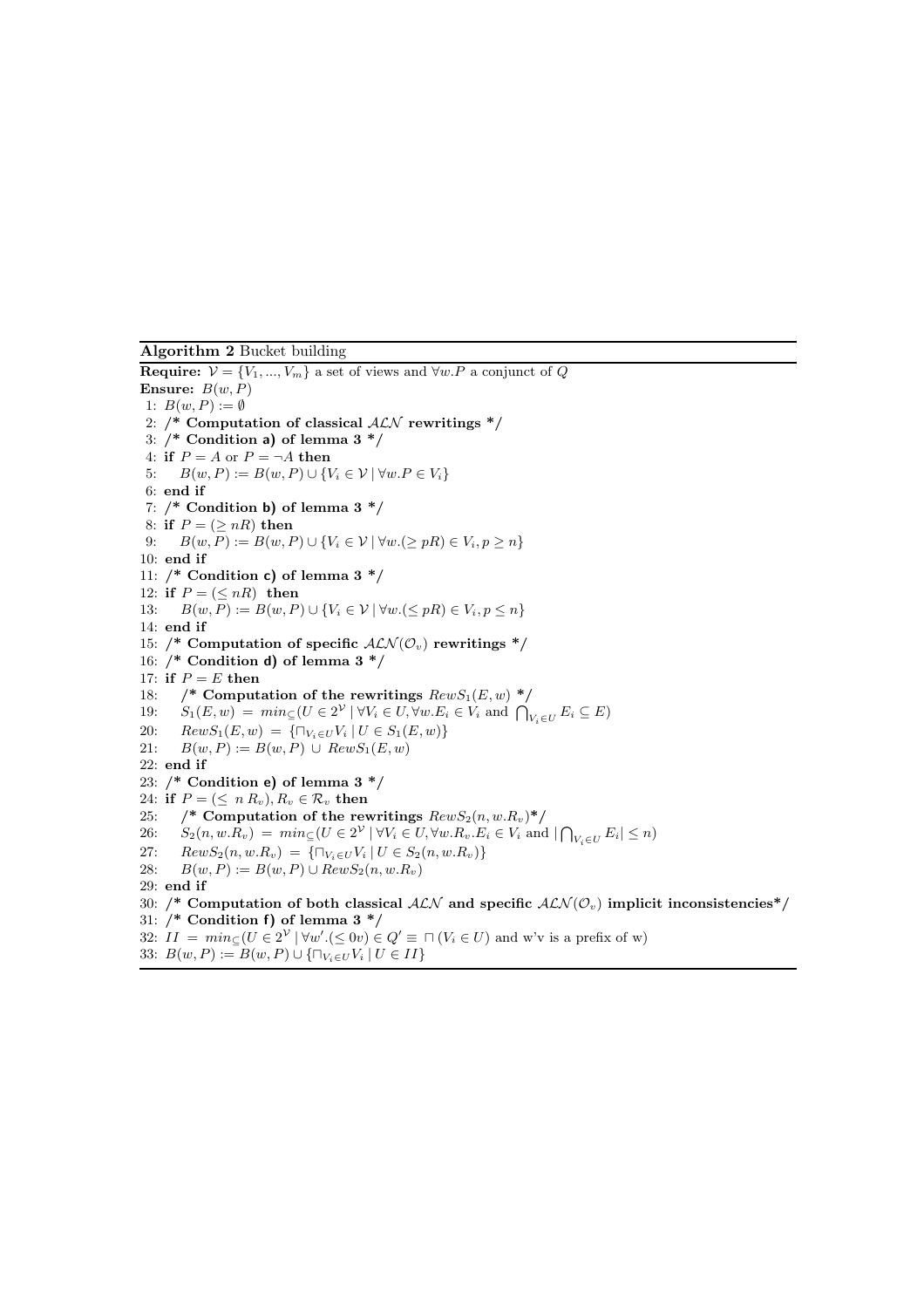**Algorithm 2** Bucket building

**Require:** $\mathcal{V} = \{V_1, ..., V_m\}$ a set of views and $\forall w.P$ a conjunct of $Q$
**Ensure:** $B(w, P)$

```
1: B(w,P) := ∅
2: /* Computation of classical ALN rewritings */
3: /* Condition a) of lemma 3 */
4: if P = A or P = ¬A then
5:    B(w,P) := B(w,P) ∪ {V_i ∈ V | ∀w.P ∈ V_i}
6: end if
7: /* Condition b) of lemma 3 */
8: if P = (≥ nR) then
9:    B(w,P) := B(w,P) ∪ {V_i ∈ V | ∀w.(≥ pR) ∈ V_i, p ≥ n}
10: end if
11: /* Condition c) of lemma 3 */
12: if P = (≤ nR) then
13:    B(w,P) := B(w,P) ∪ {V_i ∈ V | ∀w.(≤ pR) ∈ V_i, p ≤ n}
14: end if
15: /* Computation of specific ALN(O_v) rewritings */
16: /* Condition d) of lemma 3 */
17: if P = E then
18:    /* Computation of the rewritings RewS_1(E,w) */
19:    S_1(E,w) = min_⊆(U ∈ 2^V | ∀V_i ∈ U, ∀w.E_i ∈ V_i and ⋂_{V_i∈U} E_i ⊆ E)
20:    RewS_1(E,w) = {⊓_{V_i∈U} V_i | U ∈ S_1(E,w)}
21:    B(w,P) := B(w,P) ∪ RewS_1(E,w)
22: end if
23: /* Condition e) of lemma 3 */
24: if P = (≤ n R_v), R_v ∈ R_v then
25:    /* Computation of the rewritings RewS_2(n, w.R_v)*/
26:    S_2(n, w.R_v) = min_⊆(U ∈ 2^V | ∀V_i ∈ U, ∀w.R_v.E_i ∈ V_i and |⋂_{V_i∈U} E_i| ≤ n)
27:    RewS_2(n, w.R_v) = {⊓_{V_i∈U} V_i | U ∈ S_2(n, w.R_v)}
28:    B(w,P) := B(w,P) ∪ RewS_2(n, w.R_v)
29: end if
30: /* Computation of both classical ALN and specific ALN(O_v) implicit inconsistencies*/
31: /* Condition f) of lemma 3 */
32: II = min_⊆(U ∈ 2^V | ∀w'.(≤ 0v) ∈ Q' ≡ ⊓ (V_i ∈ U) and w'v is a prefix of w)
33: B(w,P) := B(w,P) ∪ {⊓_{V_i∈U} V_i | U ∈ II}
```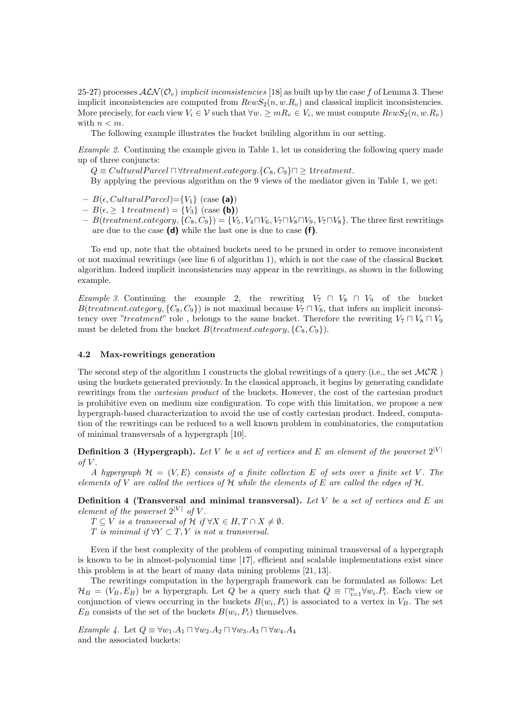25-27) processes $\mathcal{ALN}(\mathcal{O}_v)$ *implicit inconsistencies* [18] as built up by the case $f$ of Lemma 3. These implicit inconsistencies are computed from $RewS_2(n, w.R_v)$ and classical implicit inconsistencies. More precisely, for each view $V_i \in \mathcal{V}$ such that $\forall w. \geq mR_v \in V_i$, we must compute $RewS_2(n, w.R_v)$ with $n < m$.

The following example illustrates the bucket building algorithm in our setting.

*Example 2.* Continuing the example given in Table 1, let us considering the following query made up of three conjuncts:

$Q \equiv CulturalParcel \sqcap \forall treatment.category.\{C_8, C_9\} \sqcap \geq 1treatment$.

By applying the previous algorithm on the 9 views of the mediator given in Table 1, we get:

- $B(\epsilon, CulturalParcel)$=$\{V_1\}$ (case **(a)**)
- $B(\epsilon, \geq\ 1\ treatment) = \{V_3\}$ (case **(b)**)
- $B(treatment.category, \{C_8, C_9\}) = \{V_5, V_4 \sqcap V_6, V_7 \sqcap V_8 \sqcap V_9, V_7 \sqcap V_8\}$. The three first rewritings are due to the case **(d)** while the last one is due to case **(f)**.

To end up, note that the obtained buckets need to be pruned in order to remove inconsistent or not maximal rewritings (see line 6 of algorithm 1), which is not the case of the classical `Bucket` algorithm. Indeed implicit inconsistencies may appear in the rewritings, as shown in the following example.

*Example 3.* Continuing the example 2, the rewriting $V_7 \sqcap V_8 \sqcap V_9$ of the bucket $B(treatment.category, \{C_8, C_9\})$ is not maximal because $V_7 \sqcap V_8$, that infers an implicit inconsitency over "*treatment*" role , belongs to the same bucket. Therefore the rewriting $V_7 \sqcap V_8 \sqcap V_9$ must be deleted from the bucket $B(treatment.category, \{C_8, C_9\})$.

### 4.2 Max-rewritings generation

The second step of the algorithm 1 constructs the global rewritings of a query (i.e., the set $\mathcal{MCR}$ ) using the buckets generated previously. In the classical approach, it begins by generating candidate rewritings from the *cartesian product* of the buckets. However, the cost of the cartesian product is prohibitive even on medium size configuration. To cope with this limitation, we propose a new hypergraph-based characterization to avoid the use of costly cartesian product. Indeed, computation of the rewritings can be reduced to a well known problem in combinatorics, the computation of minimal transversals of a hypergraph [10].

**Definition 3 (Hypergraph).** *Let $V$ be a set of vertices and $E$ an element of the powerset $2^{|V|}$ of $V$.*

*A hypergraph $\mathcal{H} = (V, E)$ consists of a finite collection $E$ of sets over a finite set $V$. The elements of $V$ are called the vertices of $\mathcal{H}$ while the elements of $E$ are called the edges of $\mathcal{H}$.*

**Definition 4 (Transversal and minimal transversal).** *Let $V$ be a set of vertices and $E$ an element of the powerset $2^{|V|}$ of $V$.*

*$T \subseteq V$ is a transversal of $\mathcal{H}$ if $\forall X \in H, T \cap X \neq \emptyset$.*

*$T$ is minimal if $\forall Y \subset T, Y$ is not a transversal.*

Even if the best complexity of the problem of computing minimal transversal of a hypergraph is known to be in almost-polynomial time [17], efficient and scalable implementations exist since this problem is at the heart of many data mining problems [21, 13].

The rewritings computation in the hypergraph framework can be formulated as follows: Let $\mathcal{H}_B = (V_B, E_B)$ be a hypergraph. Let $Q$ be a query such that $Q \equiv \sqcap_{i=1}^{n} \forall w_i.P_i$. Each view or conjunction of views occurring in the buckets $B(w_i, P_i)$ is associated to a vertex in $V_B$. The set $E_B$ consists of the set of the buckets $B(w_i, P_i)$ themselves.

*Example 4.* Let $Q \equiv \forall w_1.A_1 \sqcap \forall w_2.A_2 \sqcap \forall w_3.A_3 \sqcap \forall w_4.A_4$
and the associated buckets: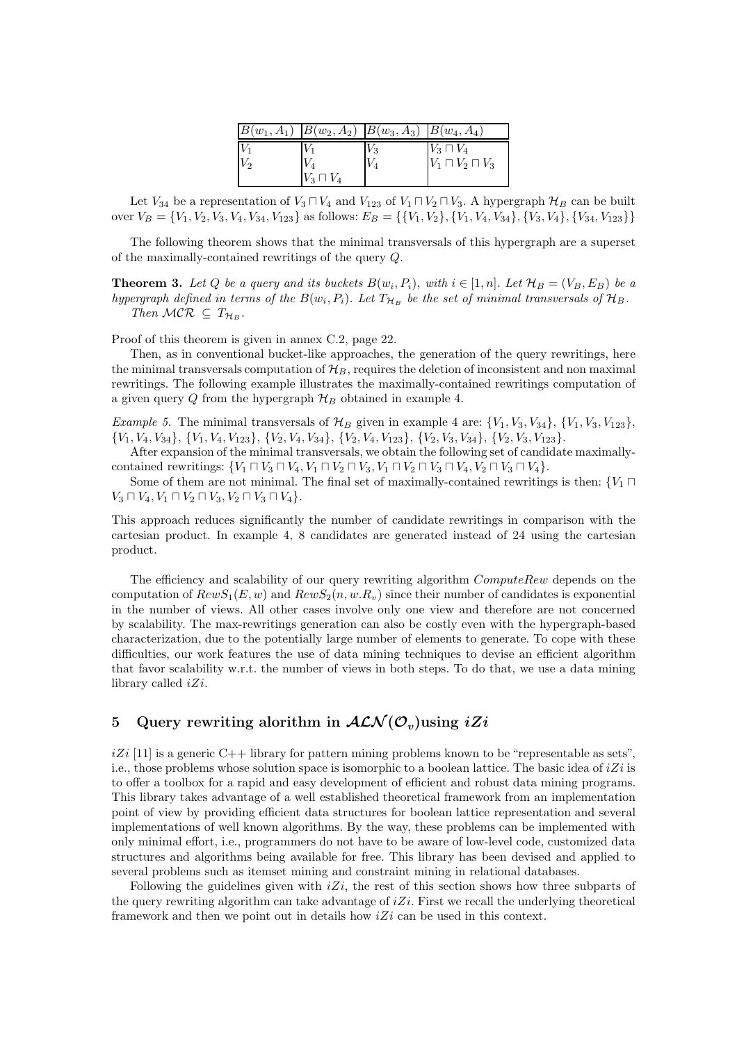| $B(w_1, A_1)$ | $B(w_2, A_2)$ | $B(w_3, A_3)$ | $B(w_4, A_4)$ |
|---|---|---|---|
| $V_1$ | $V_1$ | $V_3$ | $V_3 \sqcap V_4$ |
| $V_2$ | $V_4$ | $V_4$ | $V_1 \sqcap V_2 \sqcap V_3$ |
| | $V_3 \sqcap V_4$ | | |

Let $V_{34}$ be a representation of $V_3 \sqcap V_4$ and $V_{123}$ of $V_1 \sqcap V_2 \sqcap V_3$. A hypergraph $\mathcal{H}_B$ can be built over $V_B = \{V_1, V_2, V_3, V_4, V_{34}, V_{123}\}$ as follows: $E_B = \{\{V_1, V_2\}, \{V_1, V_4, V_{34}\}, \{V_3, V_4\}, \{V_{34}, V_{123}\}\}$

The following theorem shows that the minimal transversals of this hypergraph are a superset of the maximally-contained rewritings of the query $Q$.

**Theorem 3.** *Let $Q$ be a query and its buckets $B(w_i, P_i)$, with $i \in [1, n]$. Let $\mathcal{H}_B = (V_B, E_B)$ be a hypergraph defined in terms of the $B(w_i, P_i)$. Let $T_{\mathcal{H}_B}$ be the set of minimal transversals of $\mathcal{H}_B$. Then $\mathcal{MCR} \subseteq T_{\mathcal{H}_B}$.*

Proof of this theorem is given in annex C.2, page 22.

Then, as in conventional bucket-like approaches, the generation of the query rewritings, here the minimal transversals computation of $\mathcal{H}_B$, requires the deletion of inconsistent and non maximal rewritings. The following example illustrates the maximally-contained rewritings computation of a given query $Q$ from the hypergraph $\mathcal{H}_B$ obtained in example 4.

*Example 5.* The minimal transversals of $\mathcal{H}_B$ given in example 4 are: $\{V_1, V_3, V_{34}\}$, $\{V_1, V_3, V_{123}\}$, $\{V_1, V_4, V_{34}\}$, $\{V_1, V_4, V_{123}\}$, $\{V_2, V_4, V_{34}\}$, $\{V_2, V_4, V_{123}\}$, $\{V_2, V_3, V_{34}\}$, $\{V_2, V_3, V_{123}\}$.

After expansion of the minimal transversals, we obtain the following set of candidate maximally-contained rewritings: $\{V_1 \sqcap V_3 \sqcap V_4, V_1 \sqcap V_2 \sqcap V_3, V_1 \sqcap V_2 \sqcap V_3 \sqcap V_4, V_2 \sqcap V_3 \sqcap V_4\}$.

Some of them are not minimal. The final set of maximally-contained rewritings is then: $\{V_1 \sqcap V_3 \sqcap V_4, V_1 \sqcap V_2 \sqcap V_3, V_2 \sqcap V_3 \sqcap V_4\}$.

This approach reduces significantly the number of candidate rewritings in comparison with the cartesian product. In example 4, 8 candidates are generated instead of 24 using the cartesian product.

The efficiency and scalability of our query rewriting algorithm *ComputeRew* depends on the computation of $RewS_1(E, w)$ and $RewS_2(n, w.R_v)$ since their number of candidates is exponential in the number of views. All other cases involve only one view and therefore are not concerned by scalability. The max-rewritings generation can also be costly even with the hypergraph-based characterization, due to the potentially large number of elements to generate. To cope with these difficulties, our work features the use of data mining techniques to devise an efficient algorithm that favor scalability w.r.t. the number of views in both steps. To do that, we use a data mining library called *iZi*.

## 5 Query rewriting alorithm in $\mathcal{ALN}(\mathcal{O}_v)$using *iZi*

*iZi* [11] is a generic C++ library for pattern mining problems known to be "representable as sets", i.e., those problems whose solution space is isomorphic to a boolean lattice. The basic idea of *iZi* is to offer a toolbox for a rapid and easy development of efficient and robust data mining programs. This library takes advantage of a well established theoretical framework from an implementation point of view by providing efficient data structures for boolean lattice representation and several implementations of well known algorithms. By the way, these problems can be implemented with only minimal effort, i.e., programmers do not have to be aware of low-level code, customized data structures and algorithms being available for free. This library has been devised and applied to several problems such as itemset mining and constraint mining in relational databases.

Following the guidelines given with *iZi*, the rest of this section shows how three subparts of the query rewriting algorithm can take advantage of *iZi*. First we recall the underlying theoretical framework and then we point out in details how *iZi* can be used in this context.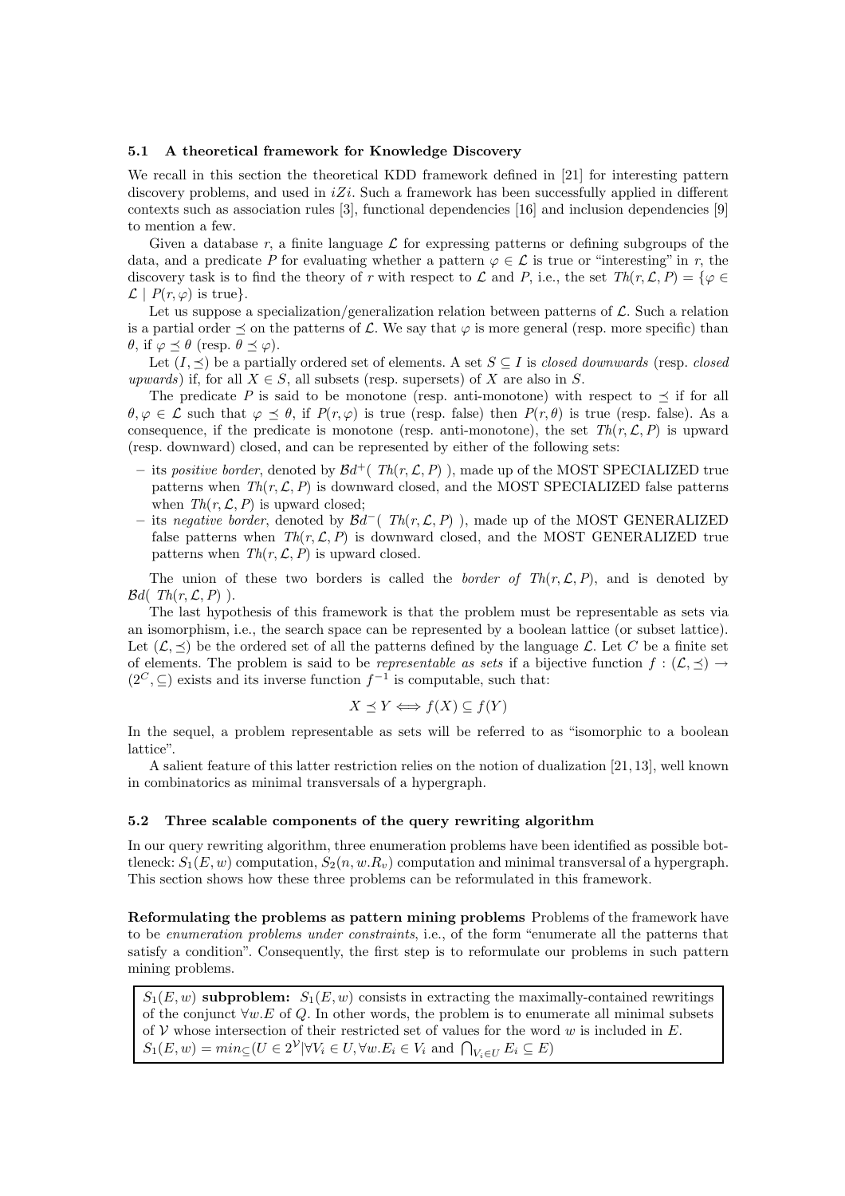### 5.1 A theoretical framework for Knowledge Discovery

We recall in this section the theoretical KDD framework defined in [21] for interesting pattern discovery problems, and used in *iZi*. Such a framework has been successfully applied in different contexts such as association rules [3], functional dependencies [16] and inclusion dependencies [9] to mention a few.

Given a database $r$, a finite language $\mathcal{L}$ for expressing patterns or defining subgroups of the data, and a predicate $P$ for evaluating whether a pattern $\varphi \in \mathcal{L}$ is true or "interesting" in $r$, the discovery task is to find the theory of $r$ with respect to $\mathcal{L}$ and $P$, i.e., the set $Th(r, \mathcal{L}, P) = \{\varphi \in \mathcal{L} \mid P(r, \varphi) \text{ is true}\}$.

Let us suppose a specialization/generalization relation between patterns of $\mathcal{L}$. Such a relation is a partial order $\preceq$ on the patterns of $\mathcal{L}$. We say that $\varphi$ is more general (resp. more specific) than $\theta$, if $\varphi \preceq \theta$ (resp. $\theta \preceq \varphi$).

Let $(I, \preceq)$ be a partially ordered set of elements. A set $S \subseteq I$ is *closed downwards* (resp. *closed upwards*) if, for all $X \in S$, all subsets (resp. supersets) of $X$ are also in $S$.

The predicate $P$ is said to be monotone (resp. anti-monotone) with respect to $\preceq$ if for all $\theta, \varphi \in \mathcal{L}$ such that $\varphi \preceq \theta$, if $P(r, \varphi)$ is true (resp. false) then $P(r, \theta)$ is true (resp. false). As a consequence, if the predicate is monotone (resp. anti-monotone), the set $Th(r, \mathcal{L}, P)$ is upward (resp. downward) closed, and can be represented by either of the following sets:

- its *positive border*, denoted by $\mathcal{B}d^+( Th(r, \mathcal{L}, P) )$, made up of the MOST SPECIALIZED true patterns when $Th(r, \mathcal{L}, P)$ is downward closed, and the MOST SPECIALIZED false patterns when $Th(r, \mathcal{L}, P)$ is upward closed;
- its *negative border*, denoted by $\mathcal{B}d^-( Th(r, \mathcal{L}, P) )$, made up of the MOST GENERALIZED false patterns when $Th(r, \mathcal{L}, P)$ is downward closed, and the MOST GENERALIZED true patterns when $Th(r, \mathcal{L}, P)$ is upward closed.

The union of these two borders is called the *border of* $Th(r, \mathcal{L}, P)$, and is denoted by $\mathcal{B}d( Th(r, \mathcal{L}, P) )$.

The last hypothesis of this framework is that the problem must be representable as sets via an isomorphism, i.e., the search space can be represented by a boolean lattice (or subset lattice). Let $(\mathcal{L}, \preceq)$ be the ordered set of all the patterns defined by the language $\mathcal{L}$. Let $C$ be a finite set of elements. The problem is said to be *representable as sets* if a bijective function $f : (\mathcal{L}, \preceq) \rightarrow (2^C, \subseteq)$ exists and its inverse function $f^{-1}$ is computable, such that:

$$X \preceq Y \Longleftrightarrow f(X) \subseteq f(Y)$$

In the sequel, a problem representable as sets will be referred to as "isomorphic to a boolean lattice".

A salient feature of this latter restriction relies on the notion of dualization [21, 13], well known in combinatorics as minimal transversals of a hypergraph.

### 5.2 Three scalable components of the query rewriting algorithm

In our query rewriting algorithm, three enumeration problems have been identified as possible bottleneck: $S_1(E, w)$ computation, $S_2(n, w.R_v)$ computation and minimal transversal of a hypergraph. This section shows how these three problems can be reformulated in this framework.

**Reformulating the problems as pattern mining problems** Problems of the framework have to be *enumeration problems under constraints*, i.e., of the form "enumerate all the patterns that satisfy a condition". Consequently, the first step is to reformulate our problems in such pattern mining problems.

$S_1(E, w)$ **subproblem:** $S_1(E, w)$ consists in extracting the maximally-contained rewritings of the conjunct $\forall w.E$ of $Q$. In other words, the problem is to enumerate all minimal subsets of $\mathcal{V}$ whose intersection of their restricted set of values for the word $w$ is included in $E$.
$S_1(E, w) = min_{\subseteq}(U \in 2^{\mathcal{V}} | \forall V_i \in U, \forall w.E_i \in V_i \text{ and } \bigcap_{V_i \in U} E_i \subseteq E)$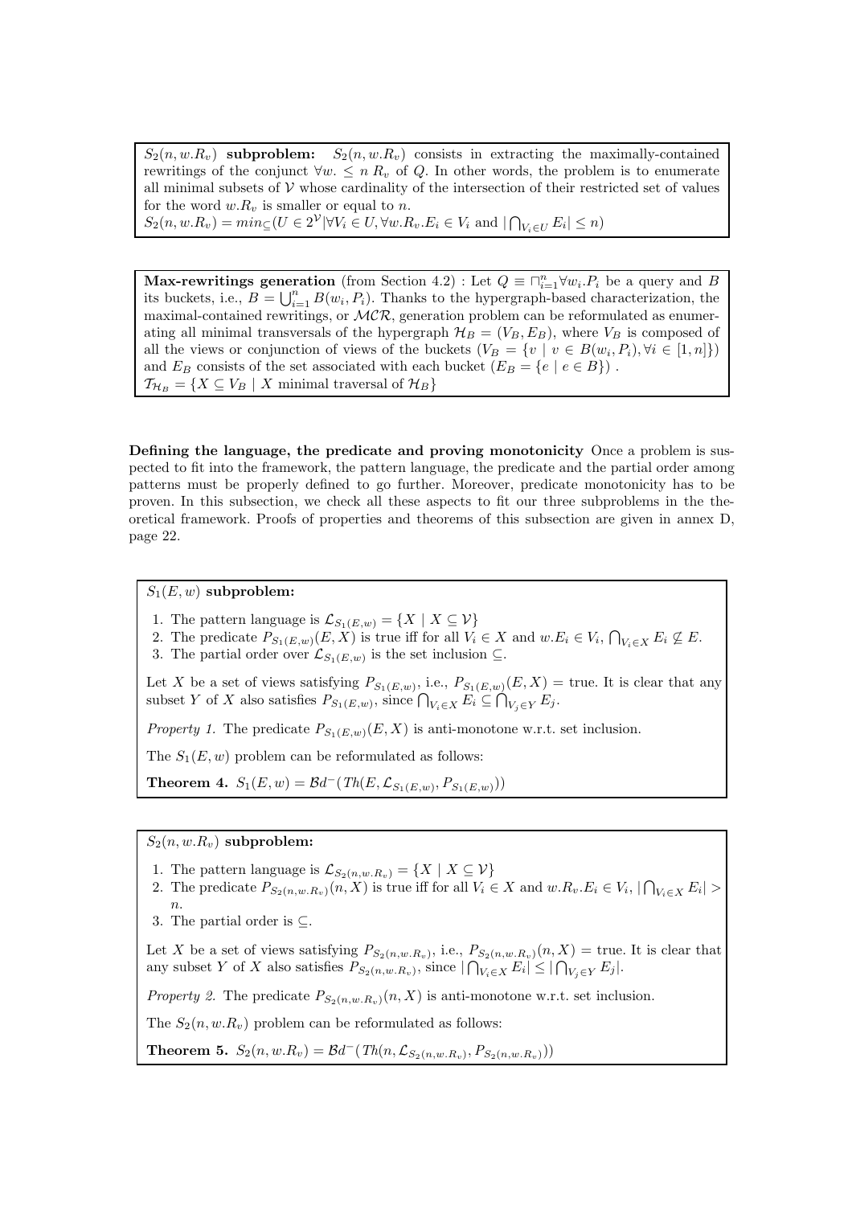**$S_2(n, w.R_v)$ subproblem:** $S_2(n, w.R_v)$ consists in extracting the maximally-contained rewritings of the conjunct $\forall w. \leq n\ R_v$ of $Q$. In other words, the problem is to enumerate all minimal subsets of $\mathcal{V}$ whose cardinality of the intersection of their restricted set of values for the word $w.R_v$ is smaller or equal to $n$.
$S_2(n, w.R_v) = min_{\subseteq}(U \in 2^{\mathcal{V}} | \forall V_i \in U, \forall w.R_v.E_i \in V_i \text{ and } |\bigcap_{V_i \in U} E_i| \leq n)$

**Max-rewritings generation** (from Section 4.2) : Let $Q \equiv \sqcap_{i=1}^{n} \forall w_i.P_i$ be a query and $B$ its buckets, i.e., $B = \bigcup_{i=1}^{n} B(w_i, P_i)$. Thanks to the hypergraph-based characterization, the maximal-contained rewritings, or $\mathcal{MCR}$, generation problem can be reformulated as enumerating all minimal transversals of the hypergraph $\mathcal{H}_B = (V_B, E_B)$, where $V_B$ is composed of all the views or conjunction of views of the buckets ($V_B = \{v \mid v \in B(w_i, P_i), \forall i \in [1, n]\}$) and $E_B$ consists of the set associated with each bucket ($E_B = \{e \mid e \in B\}$) .
$\mathcal{T}_{\mathcal{H}_B} = \{X \subseteq V_B \mid X \text{ minimal traversal of } \mathcal{H}_B\}$

**Defining the language, the predicate and proving monotonicity** Once a problem is suspected to fit into the framework, the pattern language, the predicate and the partial order among patterns must be properly defined to go further. Moreover, predicate monotonicity has to be proven. In this subsection, we check all these aspects to fit our three subproblems in the theoretical framework. Proofs of properties and theorems of this subsection are given in annex D, page 22.

**$S_1(E, w)$ subproblem:**

1. The pattern language is $\mathcal{L}_{S_1(E,w)} = \{X \mid X \subseteq \mathcal{V}\}$
2. The predicate $P_{S_1(E,w)}(E, X)$ is true iff for all $V_i \in X$ and $w.E_i \in V_i$, $\bigcap_{V_i \in X} E_i \not\subseteq E$.
3. The partial order over $\mathcal{L}_{S_1(E,w)}$ is the set inclusion $\subseteq$.

Let $X$ be a set of views satisfying $P_{S_1(E,w)}$, i.e., $P_{S_1(E,w)}(E, X) = $ true. It is clear that any subset $Y$ of $X$ also satisfies $P_{S_1(E,w)}$, since $\bigcap_{V_i \in X} E_i \subseteq \bigcap_{V_j \in Y} E_j$.

*Property 1.* The predicate $P_{S_1(E,w)}(E, X)$ is anti-monotone w.r.t. set inclusion.

The $S_1(E, w)$ problem can be reformulated as follows:

**Theorem 4.** $S_1(E, w) = \mathcal{B}d^-(Th(E, \mathcal{L}_{S_1(E,w)}, P_{S_1(E,w)}))$

**$S_2(n, w.R_v)$ subproblem:**

1. The pattern language is $\mathcal{L}_{S_2(n,w.R_v)} = \{X \mid X \subseteq \mathcal{V}\}$
2. The predicate $P_{S_2(n,w.R_v)}(n, X)$ is true iff for all $V_i \in X$ and $w.R_v.E_i \in V_i$, $|\bigcap_{V_i \in X} E_i| > n$.
3. The partial order is $\subseteq$.

Let $X$ be a set of views satisfying $P_{S_2(n,w.R_v)}$, i.e., $P_{S_2(n,w.R_v)}(n, X) = $ true. It is clear that any subset $Y$ of $X$ also satisfies $P_{S_2(n,w.R_v)}$, since $|\bigcap_{V_i \in X} E_i| \leq |\bigcap_{V_j \in Y} E_j|$.

*Property 2.* The predicate $P_{S_2(n,w.R_v)}(n, X)$ is anti-monotone w.r.t. set inclusion.

The $S_2(n, w.R_v)$ problem can be reformulated as follows:

**Theorem 5.** $S_2(n, w.R_v) = \mathcal{B}d^-(Th(n, \mathcal{L}_{S_2(n,w.R_v)}, P_{S_2(n,w.R_v)}))$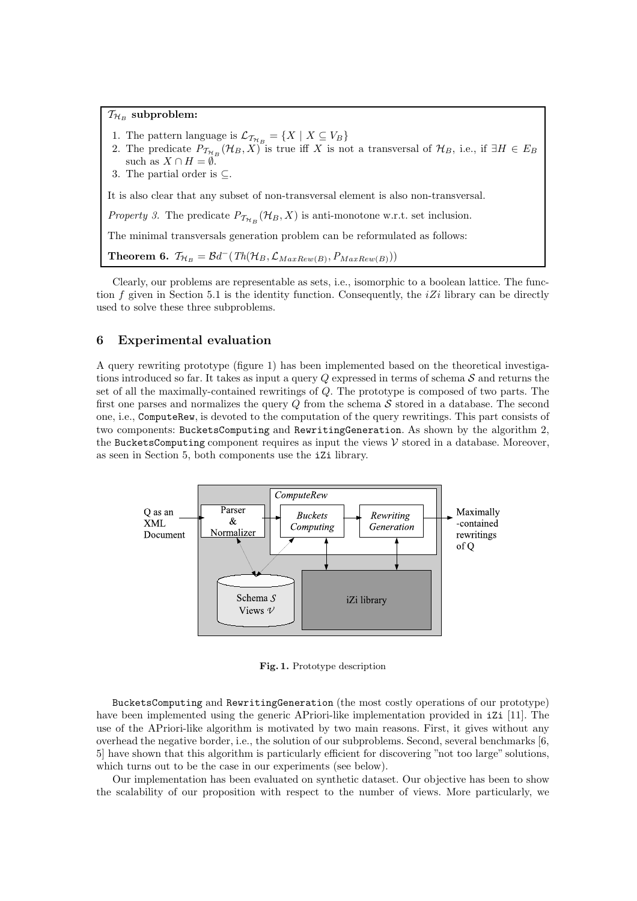**$\mathcal{T}_{\mathcal{H}_B}$ subproblem:**

1. The pattern language is $\mathcal{L}_{\mathcal{T}_{\mathcal{H}_B}} = \{X \mid X \subseteq V_B\}$
2. The predicate $P_{\mathcal{T}_{\mathcal{H}_B}}(\mathcal{H}_B, X)$ is true iff $X$ is not a transversal of $\mathcal{H}_B$, i.e., if $\exists H \in E_B$ such as $X \cap H = \emptyset$.
3. The partial order is $\subseteq$.

It is also clear that any subset of non-transversal element is also non-transversal.

*Property 3.* The predicate $P_{\mathcal{T}_{\mathcal{H}_B}}(\mathcal{H}_B, X)$ is anti-monotone w.r.t. set inclusion.

The minimal transversals generation problem can be reformulated as follows:

**Theorem 6.** $\mathcal{T}_{\mathcal{H}_B} = \mathcal{B}d^-(Th(\mathcal{H}_B, \mathcal{L}_{MaxRew(B)}, P_{MaxRew(B)}))$

Clearly, our problems are representable as sets, i.e., isomorphic to a boolean lattice. The function $f$ given in Section 5.1 is the identity function. Consequently, the *iZi* library can be directly used to solve these three subproblems.

## 6 Experimental evaluation

A query rewriting prototype (figure 1) has been implemented based on the theoretical investigations introduced so far. It takes as input a query $Q$ expressed in terms of schema $\mathcal{S}$ and returns the set of all the maximally-contained rewritings of $Q$. The prototype is composed of two parts. The first one parses and normalizes the query $Q$ from the schema $\mathcal{S}$ stored in a database. The second one, i.e., `ComputeRew`, is devoted to the computation of the query rewritings. This part consists of two components: `BucketsComputing` and `RewritingGeneration`. As shown by the algorithm 2, the `BucketsComputing` component requires as input the views $\mathcal{V}$ stored in a database. Moreover, as seen in Section 5, both components use the `iZi` library.

**Fig. 1.** Prototype description

`BucketsComputing` and `RewritingGeneration` (the most costly operations of our prototype) have been implemented using the generic APriori-like implementation provided in `iZi` [11]. The use of the APriori-like algorithm is motivated by two main reasons. First, it gives without any overhead the negative border, i.e., the solution of our subproblems. Second, several benchmarks [6, 5] have shown that this algorithm is particularly efficient for discovering "not too large" solutions, which turns out to be the case in our experiments (see below).

Our implementation has been evaluated on synthetic dataset. Our objective has been to show the scalability of our proposition with respect to the number of views. More particularly, we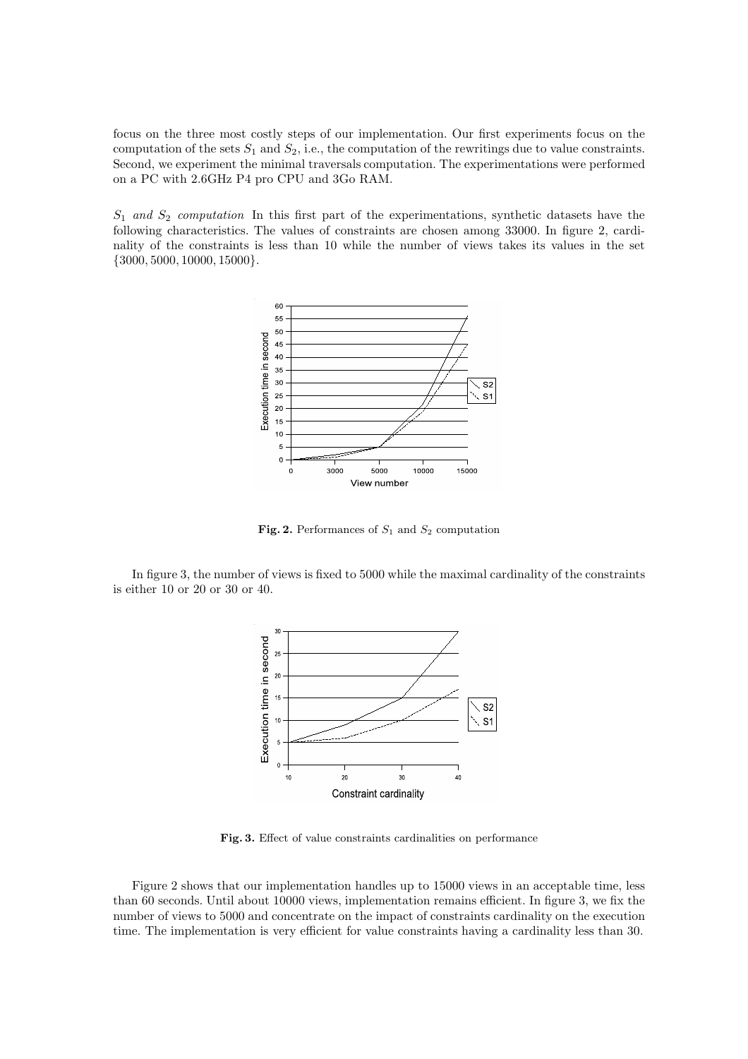focus on the three most costly steps of our implementation. Our first experiments focus on the computation of the sets $S_1$ and $S_2$, i.e., the computation of the rewritings due to value constraints. Second, we experiment the minimal traversals computation. The experimentations were performed on a PC with 2.6GHz P4 pro CPU and 3Go RAM.

*$S_1$ and $S_2$ computation* In this first part of the experimentations, synthetic datasets have the following characteristics. The values of constraints are chosen among 33000. In figure 2, cardinality of the constraints is less than 10 while the number of views takes its values in the set $\{3000, 5000, 10000, 15000\}$.

**Fig. 2.** Performances of $S_1$ and $S_2$ computation

In figure 3, the number of views is fixed to 5000 while the maximal cardinality of the constraints is either 10 or 20 or 30 or 40.

**Fig. 3.** Effect of value constraints cardinalities on performance

Figure 2 shows that our implementation handles up to 15000 views in an acceptable time, less than 60 seconds. Until about 10000 views, implementation remains efficient. In figure 3, we fix the number of views to 5000 and concentrate on the impact of constraints cardinality on the execution time. The implementation is very efficient for value constraints having a cardinality less than 30.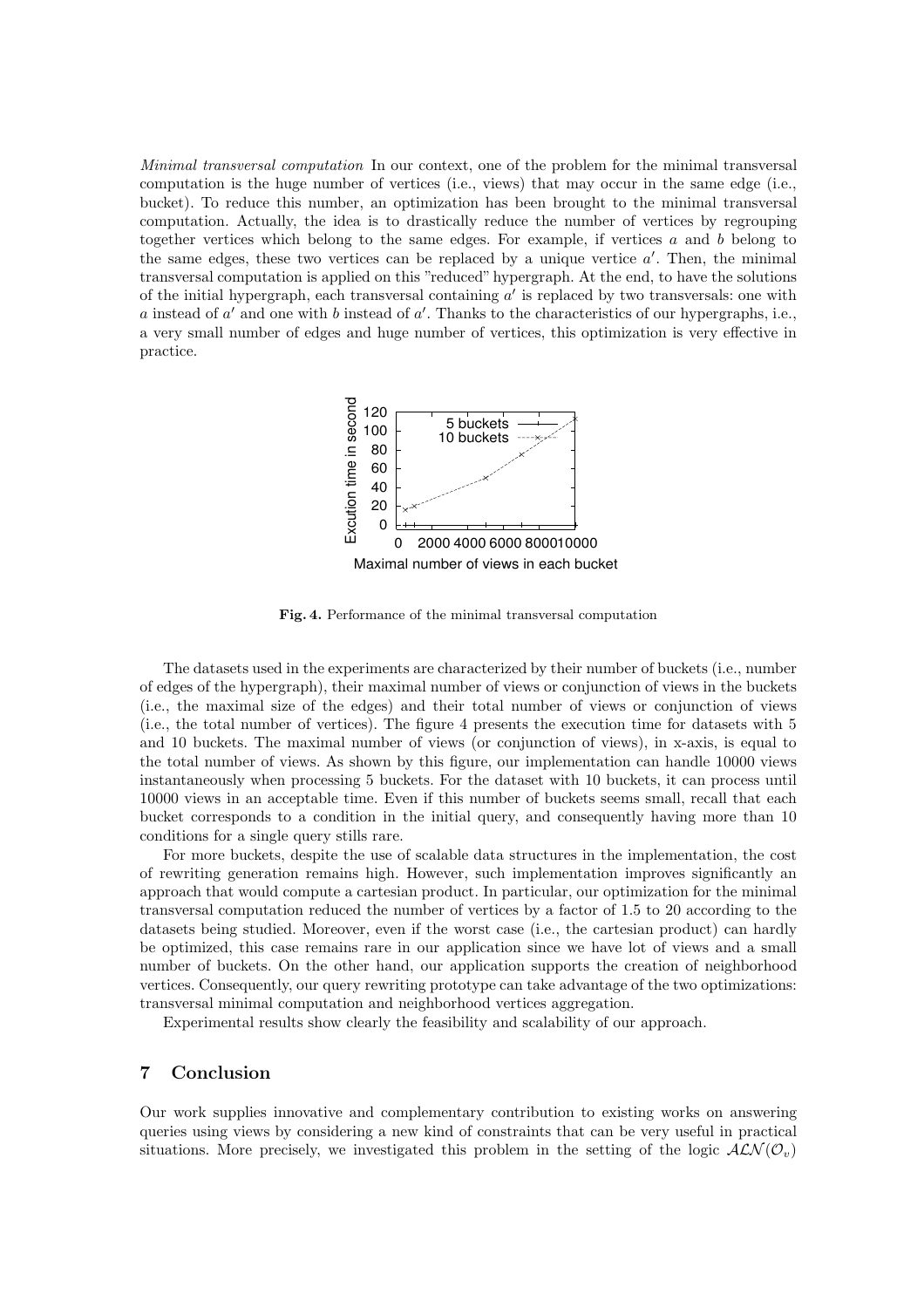*Minimal transversal computation* In our context, one of the problem for the minimal transversal computation is the huge number of vertices (i.e., views) that may occur in the same edge (i.e., bucket). To reduce this number, an optimization has been brought to the minimal transversal computation. Actually, the idea is to drastically reduce the number of vertices by regrouping together vertices which belong to the same edges. For example, if vertices $a$ and $b$ belong to the same edges, these two vertices can be replaced by a unique vertice $a'$. Then, the minimal transversal computation is applied on this "reduced" hypergraph. At the end, to have the solutions of the initial hypergraph, each transversal containing $a'$ is replaced by two transversals: one with $a$ instead of $a'$ and one with $b$ instead of $a'$. Thanks to the characteristics of our hypergraphs, i.e., a very small number of edges and huge number of vertices, this optimization is very effective in practice.

**Fig. 4.** Performance of the minimal transversal computation

The datasets used in the experiments are characterized by their number of buckets (i.e., number of edges of the hypergraph), their maximal number of views or conjunction of views in the buckets (i.e., the maximal size of the edges) and their total number of views or conjunction of views (i.e., the total number of vertices). The figure 4 presents the execution time for datasets with 5 and 10 buckets. The maximal number of views (or conjunction of views), in x-axis, is equal to the total number of views. As shown by this figure, our implementation can handle 10000 views instantaneously when processing 5 buckets. For the dataset with 10 buckets, it can process until 10000 views in an acceptable time. Even if this number of buckets seems small, recall that each bucket corresponds to a condition in the initial query, and consequently having more than 10 conditions for a single query stills rare.

For more buckets, despite the use of scalable data structures in the implementation, the cost of rewriting generation remains high. However, such implementation improves significantly an approach that would compute a cartesian product. In particular, our optimization for the minimal transversal computation reduced the number of vertices by a factor of 1.5 to 20 according to the datasets being studied. Moreover, even if the worst case (i.e., the cartesian product) can hardly be optimized, this case remains rare in our application since we have lot of views and a small number of buckets. On the other hand, our application supports the creation of neighborhood vertices. Consequently, our query rewriting prototype can take advantage of the two optimizations: transversal minimal computation and neighborhood vertices aggregation.

Experimental results show clearly the feasibility and scalability of our approach.

## 7 Conclusion

Our work supplies innovative and complementary contribution to existing works on answering queries using views by considering a new kind of constraints that can be very useful in practical situations. More precisely, we investigated this problem in the setting of the logic $\mathcal{ALN}(\mathcal{O}_v)$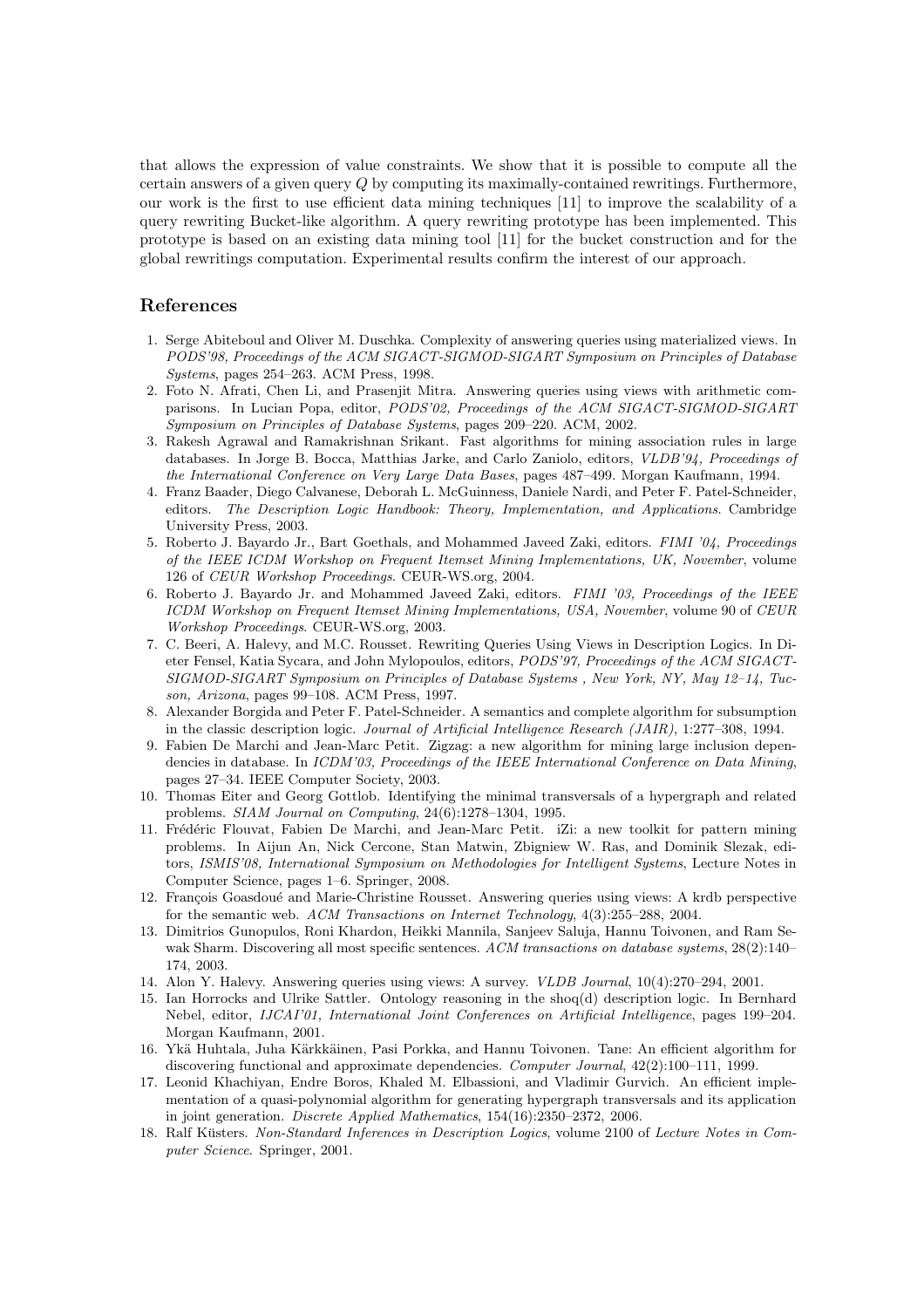that allows the expression of value constraints. We show that it is possible to compute all the certain answers of a given query $Q$ by computing its maximally-contained rewritings. Furthermore, our work is the first to use efficient data mining techniques [11] to improve the scalability of a query rewriting Bucket-like algorithm. A query rewriting prototype has been implemented. This prototype is based on an existing data mining tool [11] for the bucket construction and for the global rewritings computation. Experimental results confirm the interest of our approach.

## References

1. Serge Abiteboul and Oliver M. Duschka. Complexity of answering queries using materialized views. In *PODS'98, Proceedings of the ACM SIGACT-SIGMOD-SIGART Symposium on Principles of Database Systems*, pages 254–263. ACM Press, 1998.
2. Foto N. Afrati, Chen Li, and Prasenjit Mitra. Answering queries using views with arithmetic comparisons. In Lucian Popa, editor, *PODS'02, Proceedings of the ACM SIGACT-SIGMOD-SIGART Symposium on Principles of Database Systems*, pages 209–220. ACM, 2002.
3. Rakesh Agrawal and Ramakrishnan Srikant. Fast algorithms for mining association rules in large databases. In Jorge B. Bocca, Matthias Jarke, and Carlo Zaniolo, editors, *VLDB'94, Proceedings of the International Conference on Very Large Data Bases*, pages 487–499. Morgan Kaufmann, 1994.
4. Franz Baader, Diego Calvanese, Deborah L. McGuinness, Daniele Nardi, and Peter F. Patel-Schneider, editors. *The Description Logic Handbook: Theory, Implementation, and Applications*. Cambridge University Press, 2003.
5. Roberto J. Bayardo Jr., Bart Goethals, and Mohammed Javeed Zaki, editors. *FIMI '04, Proceedings of the IEEE ICDM Workshop on Frequent Itemset Mining Implementations, UK, November*, volume 126 of *CEUR Workshop Proceedings*. CEUR-WS.org, 2004.
6. Roberto J. Bayardo Jr. and Mohammed Javeed Zaki, editors. *FIMI '03, Proceedings of the IEEE ICDM Workshop on Frequent Itemset Mining Implementations, USA, November*, volume 90 of *CEUR Workshop Proceedings*. CEUR-WS.org, 2003.
7. C. Beeri, A. Halevy, and M.C. Rousset. Rewriting Queries Using Views in Description Logics. In Dieter Fensel, Katia Sycara, and John Mylopoulos, editors, *PODS'97, Proceedings of the ACM SIGACT-SIGMOD-SIGART Symposium on Principles of Database Systems , New York, NY, May 12–14, Tucson, Arizona*, pages 99–108. ACM Press, 1997.
8. Alexander Borgida and Peter F. Patel-Schneider. A semantics and complete algorithm for subsumption in the classic description logic. *Journal of Artificial Intelligence Research (JAIR)*, 1:277–308, 1994.
9. Fabien De Marchi and Jean-Marc Petit. Zigzag: a new algorithm for mining large inclusion dependencies in database. In *ICDM'03, Proceedings of the IEEE International Conference on Data Mining*, pages 27–34. IEEE Computer Society, 2003.
10. Thomas Eiter and Georg Gottlob. Identifying the minimal transversals of a hypergraph and related problems. *SIAM Journal on Computing*, 24(6):1278–1304, 1995.
11. Frédéric Flouvat, Fabien De Marchi, and Jean-Marc Petit. iZi: a new toolkit for pattern mining problems. In Aijun An, Nick Cercone, Stan Matwin, Zbigniew W. Ras, and Dominik Slezak, editors, *ISMIS'08, International Symposium on Methodologies for Intelligent Systems*, Lecture Notes in Computer Science, pages 1–6. Springer, 2008.
12. François Goasdoué and Marie-Christine Rousset. Answering queries using views: A krdb perspective for the semantic web. *ACM Transactions on Internet Technology*, 4(3):255–288, 2004.
13. Dimitrios Gunopulos, Roni Khardon, Heikki Mannila, Sanjeev Saluja, Hannu Toivonen, and Ram Sewak Sharm. Discovering all most specific sentences. *ACM transactions on database systems*, 28(2):140–174, 2003.
14. Alon Y. Halevy. Answering queries using views: A survey. *VLDB Journal*, 10(4):270–294, 2001.
15. Ian Horrocks and Ulrike Sattler. Ontology reasoning in the shoq(d) description logic. In Bernhard Nebel, editor, *IJCAI'01, International Joint Conferences on Artificial Intelligence*, pages 199–204. Morgan Kaufmann, 2001.
16. Ykä Huhtala, Juha Kärkkäinen, Pasi Porkka, and Hannu Toivonen. Tane: An efficient algorithm for discovering functional and approximate dependencies. *Computer Journal*, 42(2):100–111, 1999.
17. Leonid Khachiyan, Endre Boros, Khaled M. Elbassioni, and Vladimir Gurvich. An efficient implementation of a quasi-polynomial algorithm for generating hypergraph transversals and its application in joint generation. *Discrete Applied Mathematics*, 154(16):2350–2372, 2006.
18. Ralf Küsters. *Non-Standard Inferences in Description Logics*, volume 2100 of *Lecture Notes in Computer Science*. Springer, 2001.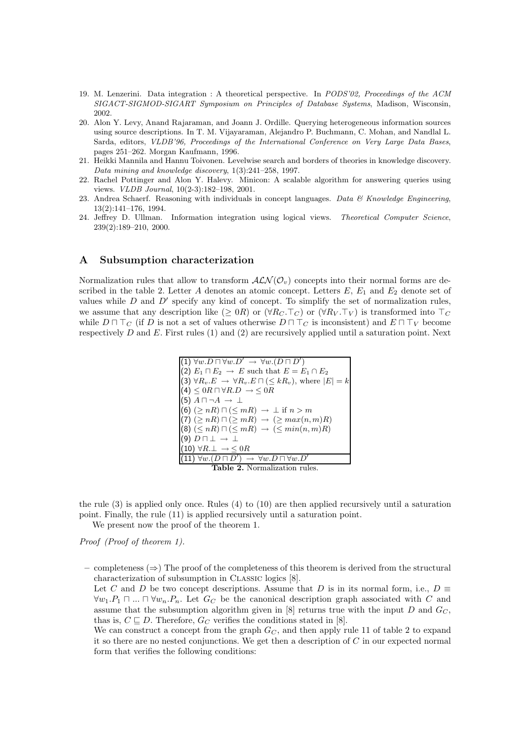19. M. Lenzerini. Data integration : A theoretical perspective. In *PODS'02, Proceedings of the ACM SIGACT-SIGMOD-SIGART Symposium on Principles of Database Systems*, Madison, Wisconsin, 2002.
20. Alon Y. Levy, Anand Rajaraman, and Joann J. Ordille. Querying heterogeneous information sources using source descriptions. In T. M. Vijayaraman, Alejandro P. Buchmann, C. Mohan, and Nandlal L. Sarda, editors, *VLDB'96, Proceedings of the International Conference on Very Large Data Bases*, pages 251–262. Morgan Kaufmann, 1996.
21. Heikki Mannila and Hannu Toivonen. Levelwise search and borders of theories in knowledge discovery. *Data mining and knowledge discovery*, 1(3):241–258, 1997.
22. Rachel Pottinger and Alon Y. Halevy. Minicon: A scalable algorithm for answering queries using views. *VLDB Journal*, 10(2-3):182–198, 2001.
23. Andrea Schaerf. Reasoning with individuals in concept languages. *Data & Knowledge Engineering*, 13(2):141–176, 1994.
24. Jeffrey D. Ullman. Information integration using logical views. *Theoretical Computer Science*, 239(2):189–210, 2000.

## A Subsumption characterization

Normalization rules that allow to transform $\mathcal{ALN}(\mathcal{O}_v)$ concepts into their normal forms are described in the table 2. Letter $A$ denotes an atomic concept. Letters $E$, $E_1$ and $E_2$ denote set of values while $D$ and $D'$ specify any kind of concept. To simplify the set of normalization rules, we assume that any description like $(\geq 0R)$ or $(\forall R_C.\top_C)$ or $(\forall R_V.\top_V)$ is transformed into $\top_C$ while $D \sqcap \top_C$ (if $D$ is not a set of values otherwise $D \sqcap \top_C$ is inconsistent) and $E \sqcap \top_V$ become respectively $D$ and $E$. First rules (1) and (2) are recursively applied until a saturation point. Next

| Rule |
|---|
| (1) $\forall w.D \sqcap \forall w.D' \rightarrow \forall w.(D \sqcap D')$ |
| (2) $E_1 \sqcap E_2 \rightarrow E$ such that $E = E_1 \cap E_2$ |
| (3) $\forall R_v.E \rightarrow \forall R_v.E \sqcap (\leq kR_v)$, where $\lvert E\rvert = k$ |
| (4) $\leq 0R \sqcap \forall R.D \rightarrow \leq 0R$ |
| (5) $A \sqcap \neg A \rightarrow \bot$ |
| (6) $(\geq nR) \sqcap (\leq mR) \rightarrow \bot$ if $n > m$ |
| (7) $(\geq nR) \sqcap (\geq mR) \rightarrow (\geq max(n,m)R)$ |
| (8) $(\leq nR) \sqcap (\leq mR) \rightarrow (\leq min(n,m)R)$ |
| (9) $D \sqcap \bot \rightarrow \bot$ |
| (10) $\forall R.\bot \rightarrow \leq 0R$ |
| (11) $\forall w.(D \sqcap D') \rightarrow \forall w.D \sqcap \forall w.D'$ |

**Table 2.** Normalization rules.

the rule (3) is applied only once. Rules (4) to (10) are then applied recursively until a saturation point. Finally, the rule (11) is applied recursively until a saturation point.

We present now the proof of the theorem 1.

*Proof (Proof of theorem 1).*

– completeness ($\Rightarrow$) The proof of the completeness of this theorem is derived from the structural characterization of subsumption in Classic logics [8].
  Let $C$ and $D$ be two concept descriptions. Assume that $D$ is in its normal form, i.e., $D \equiv \forall w_1.P_1 \sqcap ... \sqcap \forall w_n.P_n$. Let $G_C$ be the canonical description graph associated with $C$ and assume that the subsumption algorithm given in [8] returns true with the input $D$ and $G_C$, thas is, $C \sqsubseteq D$. Therefore, $G_C$ verifies the conditions stated in [8].
  We can construct a concept from the graph $G_C$, and then apply rule 11 of table 2 to expand it so there are no nested conjunctions. We get then a description of $C$ in our expected normal form that verifies the following conditions: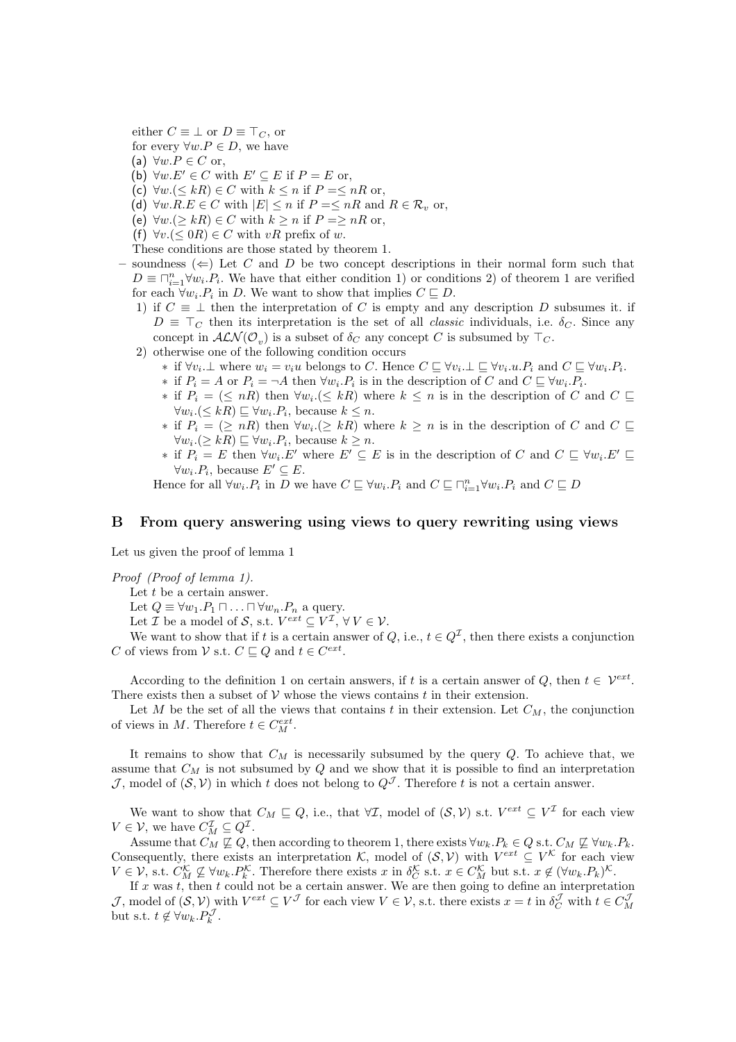either $C \equiv \bot$ or $D \equiv \top_C$, or
for every $\forall w.P \in D$, we have

(a) $\forall w.P \in C$ or,
(b) $\forall w.E' \in C$ with $E' \subseteq E$ if $P = E$ or,
(c) $\forall w.(\leq kR) \in C$ with $k \leq n$ if $P = \leq nR$ or,
(d) $\forall w.R.E \in C$ with $|E| \leq n$ if $P = \leq nR$ and $R \in \mathcal{R}_v$ or,
(e) $\forall w.(\geq kR) \in C$ with $k \geq n$ if $P = \geq nR$ or,
(f) $\forall v.(\leq 0R) \in C$ with $vR$ prefix of $w$.

These conditions are those stated by theorem 1.

- soundness ($\Leftarrow$) Let $C$ and $D$ be two concept descriptions in their normal form such that $D \equiv \sqcap_{i=1}^{n} \forall w_i.P_i$. We have that either condition 1) or conditions 2) of theorem 1 are verified for each $\forall w_i.P_i$ in $D$. We want to show that implies $C \sqsubseteq D$.
  1) if $C \equiv \bot$ then the interpretation of $C$ is empty and any description $D$ subsumes it. if $D \equiv \top_C$ then its interpretation is the set of all *classic* individuals, i.e. $\delta_C$. Since any concept in $\mathcal{ALN}(\mathcal{O}_v)$ is a subset of $\delta_C$ any concept $C$ is subsumed by $\top_C$.
  2) otherwise one of the following condition occurs
     * if $\forall v_i.\bot$ where $w_i = v_i u$ belongs to $C$. Hence $C \sqsubseteq \forall v_i.\bot \sqsubseteq \forall v_i.u.P_i$ and $C \sqsubseteq \forall w_i.P_i$.
     * if $P_i = A$ or $P_i = \neg A$ then $\forall w_i.P_i$ is in the description of $C$ and $C \sqsubseteq \forall w_i.P_i$.
     * if $P_i = (\leq nR)$ then $\forall w_i.(\leq kR)$ where $k \leq n$ is in the description of $C$ and $C \sqsubseteq \forall w_i.(\leq kR) \sqsubseteq \forall w_i.P_i$, because $k \leq n$.
     * if $P_i = (\geq nR)$ then $\forall w_i.(\geq kR)$ where $k \geq n$ is in the description of $C$ and $C \sqsubseteq \forall w_i.(\geq kR) \sqsubseteq \forall w_i.P_i$, because $k \geq n$.
     * if $P_i = E$ then $\forall w_i.E'$ where $E' \subseteq E$ is in the description of $C$ and $C \sqsubseteq \forall w_i.E' \sqsubseteq \forall w_i.P_i$, because $E' \subseteq E$.

  Hence for all $\forall w_i.P_i$ in $D$ we have $C \sqsubseteq \forall w_i.P_i$ and $C \sqsubseteq \sqcap_{i=1}^{n} \forall w_i.P_i$ and $C \sqsubseteq D$

## B From query answering using views to query rewriting using views

Let us given the proof of lemma 1

*Proof (Proof of lemma 1).*

Let $t$ be a certain answer.

Let $Q \equiv \forall w_1.P_1 \sqcap \ldots \sqcap \forall w_n.P_n$ a query.

Let $\mathcal{I}$ be a model of $\mathcal{S}$, s.t. $V^{ext} \subseteq V^{\mathcal{I}}$, $\forall\, V \in \mathcal{V}$.

We want to show that if $t$ is a certain answer of $Q$, i.e., $t \in Q^{\mathcal{I}}$, then there exists a conjunction $C$ of views from $\mathcal{V}$ s.t. $C \sqsubseteq Q$ and $t \in C^{ext}$.

According to the definition 1 on certain answers, if $t$ is a certain answer of $Q$, then $t \in \mathcal{V}^{ext}$. There exists then a subset of $\mathcal{V}$ whose the views contains $t$ in their extension.

Let $M$ be the set of all the views that contains $t$ in their extension. Let $C_M$, the conjunction of views in $M$. Therefore $t \in C_M^{ext}$.

It remains to show that $C_M$ is necessarily subsumed by the query $Q$. To achieve that, we assume that $C_M$ is not subsumed by $Q$ and we show that it is possible to find an interpretation $\mathcal{J}$, model of $(\mathcal{S}, \mathcal{V})$ in which $t$ does not belong to $Q^{\mathcal{J}}$. Therefore $t$ is not a certain answer.

We want to show that $C_M \sqsubseteq Q$, i.e., that $\forall \mathcal{I}$, model of $(\mathcal{S}, \mathcal{V})$ s.t. $V^{ext} \subseteq V^{\mathcal{I}}$ for each view $V \in \mathcal{V}$, we have $C_M^{\mathcal{I}} \subseteq Q^{\mathcal{I}}$.

Assume that $C_M \not\sqsubseteq Q$, then according to theorem 1, there exists $\forall w_k.P_k \in Q$ s.t. $C_M \not\sqsubseteq \forall w_k.P_k$. Consequently, there exists an interpretation $\mathcal{K}$, model of $(\mathcal{S}, \mathcal{V})$ with $V^{ext} \subseteq V^{\mathcal{K}}$ for each view $V \in \mathcal{V}$, s.t. $C_M^{\mathcal{K}} \not\subseteq \forall w_k.P_k^{\mathcal{K}}$. Therefore there exists $x$ in $\delta_C^{\mathcal{K}}$ s.t. $x \in C_M^{\mathcal{K}}$ but s.t. $x \notin (\forall w_k.P_k)^{\mathcal{K}}$.

If $x$ was $t$, then $t$ could not be a certain answer. We are then going to define an interpretation $\mathcal{J}$, model of $(\mathcal{S}, \mathcal{V})$ with $V^{ext} \subseteq V^{\mathcal{J}}$ for each view $V \in \mathcal{V}$, s.t. there exists $x = t$ in $\delta_C^{\mathcal{J}}$ with $t \in C_M^{\mathcal{J}}$ but s.t. $t \notin \forall w_k.P_k^{\mathcal{J}}$.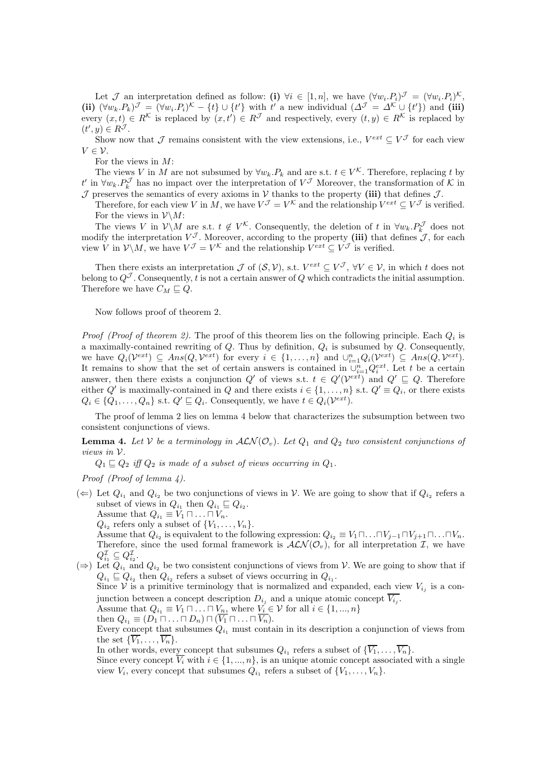Let $\mathcal{J}$ an interpretation defined as follow: **(i)** $\forall i \in [1, n]$, we have $(\forall w_i.P_i)^{\mathcal{J}} = (\forall w_i.P_i)^{\mathcal{K}}$, **(ii)** $(\forall w_k.P_k)^{\mathcal{J}} = (\forall w_i.P_i)^{\mathcal{K}} - \{t\} \cup \{t'\}$ with $t'$ a new individual ($\Delta^{\mathcal{J}} = \Delta^{\mathcal{K}} \cup \{t'\}$) and **(iii)** every $(x, t) \in R^{\mathcal{K}}$ is replaced by $(x, t') \in R^{\mathcal{J}}$ and respectively, every $(t, y) \in R^{\mathcal{K}}$ is replaced by $(t', y) \in R^{\mathcal{J}}$.

Show now that $\mathcal{J}$ remains consistent with the view extensions, i.e., $V^{ext} \subseteq V^{\mathcal{J}}$ for each view $V \in \mathcal{V}$.

For the views in $M$:

The views $V$ in $M$ are not subsumed by $\forall w_k.P_k$ and are s.t. $t \in V^{\mathcal{K}}$. Therefore, replacing $t$ by $t'$ in $\forall w_k.P_k^{\mathcal{J}}$ has no impact over the interpretation of $V^{\mathcal{J}}$ Moreover, the transformation of $\mathcal{K}$ in $\mathcal{J}$ preserves the semantics of every axioms in $\mathcal{V}$ thanks to the property **(iii)** that defines $\mathcal{J}$.

Therefore, for each view $V$ in $M$, we have $V^{\mathcal{J}} = V^{\mathcal{K}}$ and the relationship $V^{ext} \subseteq V^{\mathcal{J}}$ is verified.

For the views in $\mathcal{V} \backslash M$:

The views $V$ in $\mathcal{V} \backslash M$ are s.t. $t \notin V^{\mathcal{K}}$. Consequently, the deletion of $t$ in $\forall w_k.P_k^{\mathcal{J}}$ does not modify the interpretation $V^{\mathcal{J}}$. Moreover, according to the property **(iii)** that defines $\mathcal{J}$, for each view $V$ in $\mathcal{V} \backslash M$, we have $V^{\mathcal{J}} = V^{\mathcal{K}}$ and the relationship $V^{ext} \subseteq V^{\mathcal{J}}$ is verified.

Then there exists an interpretation $\mathcal{J}$ of $(\mathcal{S}, \mathcal{V})$, s.t. $V^{ext} \subseteq V^{\mathcal{J}}$, $\forall V \in \mathcal{V}$, in which $t$ does not belong to $Q^{\mathcal{J}}$. Consequently, $t$ is not a certain answer of $Q$ which contradicts the initial assumption. Therefore we have $C_M \sqsubseteq Q$.

Now follows proof of theorem 2.

*Proof (Proof of theorem 2).* The proof of this theorem lies on the following principle. Each $Q_i$ is a maximally-contained rewriting of $Q$. Thus by definition, $Q_i$ is subsumed by $Q$. Consequently, we have $Q_i(\mathcal{V}^{ext}) \subseteq Ans(Q, \mathcal{V}^{ext})$ for every $i \in \{1, \ldots, n\}$ and $\cup_{i=1}^{n} Q_i(\mathcal{V}^{ext}) \subseteq Ans(Q, \mathcal{V}^{ext})$. It remains to show that the set of certain answers is contained in $\cup_{i=1}^{n} Q_i^{ext}$. Let $t$ be a certain answer, then there exists a conjunction $Q'$ of views s.t. $t \in Q'(\mathcal{V}^{ext})$ and $Q' \sqsubseteq Q$. Therefore either $Q'$ is maximally-contained in $Q$ and there exists $i \in \{1, \ldots, n\}$ s.t. $Q' \equiv Q_i$, or there exists $Q_i \in \{Q_1, \ldots, Q_n\}$ s.t. $Q' \sqsubseteq Q_i$. Consequently, we have $t \in Q_i(\mathcal{V}^{ext})$.

The proof of lemma 2 lies on lemma 4 below that characterizes the subsumption between two consistent conjunctions of views.

**Lemma 4.** *Let $\mathcal{V}$ be a terminology in $\mathcal{ALN}(\mathcal{O}_v)$. Let $Q_1$ and $Q_2$ two consistent conjunctions of views in $\mathcal{V}$.*

*$Q_1 \sqsubseteq Q_2$ iff $Q_2$ is made of a subset of views occurring in $Q_1$.*

*Proof (Proof of lemma 4).*

- ($\Leftarrow$) Let $Q_{i_1}$ and $Q_{i_2}$ be two conjunctions of views in $\mathcal{V}$. We are going to show that if $Q_{i_2}$ refers a subset of views in $Q_{i_1}$ then $Q_{i_1} \sqsubseteq Q_{i_2}$.
  Assume that $Q_{i_1} \equiv V_1 \sqcap \ldots \sqcap V_n$.
  $Q_{i_2}$ refers only a subset of $\{V_1, \ldots, V_n\}$.
  Assume that $Q_{i_2}$ is equivalent to the following expression: $Q_{i_2} \equiv V_1 \sqcap \ldots \sqcap V_{j-1} \sqcap V_{j+1} \sqcap \ldots \sqcap V_n$. Therefore, since the used formal framework is $\mathcal{ALN}(\mathcal{O}_v)$, for all interpretation $\mathcal{I}$, we have $Q_{i_1}^{\mathcal{I}} \subseteq Q_{i_2}^{\mathcal{I}}$.
- ($\Rightarrow$) Let $Q_{i_1}$ and $Q_{i_2}$ be two consistent conjunctions of views from $\mathcal{V}$. We are going to show that if $Q_{i_1} \sqsubseteq Q_{i_2}$ then $Q_{i_2}$ refers a subset of views occurring in $Q_{i_1}$.
  Since $\mathcal{V}$ is a primitive terminology that is normalized and expanded, each view $V_{i_j}$ is a conjunction between a concept description $D_{i_j}$ and a unique atomic concept $\overline{V_{i_j}}$.
  Assume that $Q_{i_1} \equiv V_1 \sqcap \ldots \sqcap V_n$, where $V_i \in \mathcal{V}$ for all $i \in \{1, ..., n\}$
  then $Q_{i_1} \equiv (D_1 \sqcap \ldots \sqcap D_n) \sqcap (\overline{V_1} \sqcap \ldots \sqcap \overline{V_n})$.
  Every concept that subsumes $Q_{i_1}$ must contain in its description a conjunction of views from the set $\{\overline{V_1}, \ldots, \overline{V_n}\}$.
  In other words, every concept that subsumes $Q_{i_1}$ refers a subset of $\{\overline{V_1}, \ldots, \overline{V_n}\}$.
  Since every concept $\overline{V_i}$ with $i \in \{1, ..., n\}$, is an unique atomic concept associated with a single view $V_i$, every concept that subsumes $Q_{i_1}$ refers a subset of $\{V_1, \ldots, V_n\}$.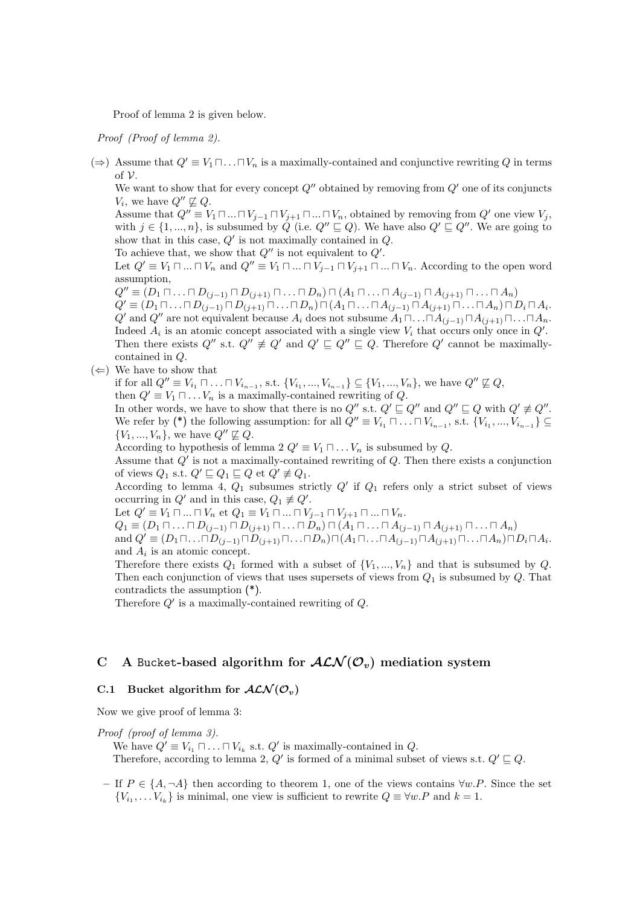Proof of lemma 2 is given below.

*Proof (Proof of lemma 2).*

- ($\Rightarrow$) Assume that $Q' \equiv V_1 \sqcap \ldots \sqcap V_n$ is a maximally-contained and conjunctive rewriting $Q$ in terms of $\mathcal{V}$.
  We want to show that for every concept $Q''$ obtained by removing from $Q'$ one of its conjuncts $V_i$, we have $Q'' \not\sqsubseteq Q$.
  Assume that $Q'' \equiv V_1 \sqcap ... \sqcap V_{j-1} \sqcap V_{j+1} \sqcap ... \sqcap V_n$, obtained by removing from $Q'$ one view $V_j$, with $j \in \{1, ..., n\}$, is subsumed by $Q$ (i.e. $Q'' \sqsubseteq Q$). We have also $Q' \sqsubseteq Q''$. We are going to show that in this case, $Q'$ is not maximally contained in $Q$.
  To achieve that, we show that $Q''$ is not equivalent to $Q'$.
  Let $Q' \equiv V_1 \sqcap ... \sqcap V_n$ and $Q'' \equiv V_1 \sqcap ... \sqcap V_{j-1} \sqcap V_{j+1} \sqcap ... \sqcap V_n$. According to the open word assumption,
  $Q'' \equiv (D_1 \sqcap \ldots \sqcap D_{(j-1)} \sqcap D_{(j+1)} \sqcap \ldots \sqcap D_n) \sqcap (A_1 \sqcap \ldots \sqcap A_{(j-1)} \sqcap A_{(j+1)} \sqcap \ldots \sqcap A_n)$
  $Q' \equiv (D_1 \sqcap \ldots \sqcap D_{(j-1)} \sqcap D_{(j+1)} \sqcap \ldots \sqcap D_n) \sqcap (A_1 \sqcap \ldots \sqcap A_{(j-1)} \sqcap A_{(j+1)} \sqcap \ldots \sqcap A_n) \sqcap D_i \sqcap A_i$.
  $Q'$ and $Q''$ are not equivalent because $A_i$ does not subsume $A_1 \sqcap \ldots \sqcap A_{(j-1)} \sqcap A_{(j+1)} \sqcap \ldots \sqcap A_n$. Indeed $A_i$ is an atomic concept associated with a single view $V_i$ that occurs only once in $Q'$.
  Then there exists $Q''$ s.t. $Q'' \not\equiv Q'$ and $Q' \sqsubseteq Q'' \sqsubseteq Q$. Therefore $Q'$ cannot be maximally-contained in $Q$.
- ($\Leftarrow$) We have to show that
  if for all $Q'' \equiv V_{i_1} \sqcap \ldots \sqcap V_{i_{n-1}}$, s.t. $\{V_{i_1}, ..., V_{i_{n-1}}\} \subseteq \{V_1, ..., V_n\}$, we have $Q'' \not\sqsubseteq Q$,
  then $Q' \equiv V_1 \sqcap \ldots V_n$ is a maximally-contained rewriting of $Q$.
  In other words, we have to show that there is no $Q''$ s.t. $Q' \sqsubseteq Q''$ and $Q'' \sqsubseteq Q$ with $Q' \not\equiv Q''$.
  We refer by (*) the following assumption: for all $Q'' \equiv V_{i_1} \sqcap \ldots \sqcap V_{i_{n-1}}$, s.t. $\{V_{i_1}, ..., V_{i_{n-1}}\} \subseteq \{V_1, ..., V_n\}$, we have $Q'' \not\sqsubseteq Q$.
  According to hypothesis of lemma 2 $Q' \equiv V_1 \sqcap \ldots V_n$ is subsumed by $Q$.
  Assume that $Q'$ is not a maximally-contained rewriting of $Q$. Then there exists a conjunction of views $Q_1$ s.t. $Q' \sqsubseteq Q_1 \sqsubseteq Q$ et $Q' \not\equiv Q_1$.
  According to lemma 4, $Q_1$ subsumes strictly $Q'$ if $Q_1$ refers only a strict subset of views occurring in $Q'$ and in this case, $Q_1 \not\equiv Q'$.
  Let $Q' \equiv V_1 \sqcap ... \sqcap V_n$ et $Q_1 \equiv V_1 \sqcap ... \sqcap V_{j-1} \sqcap V_{j+1} \sqcap ... \sqcap V_n$.
  $Q_1 \equiv (D_1 \sqcap \ldots \sqcap D_{(j-1)} \sqcap D_{(j+1)} \sqcap \ldots \sqcap D_n) \sqcap (A_1 \sqcap \ldots \sqcap A_{(j-1)} \sqcap A_{(j+1)} \sqcap \ldots \sqcap A_n)$
  and $Q' \equiv (D_1 \sqcap \ldots \sqcap D_{(j-1)} \sqcap D_{(j+1)} \sqcap \ldots \sqcap D_n) \sqcap (A_1 \sqcap \ldots \sqcap A_{(j-1)} \sqcap A_{(j+1)} \sqcap \ldots \sqcap A_n) \sqcap D_i \sqcap A_i$.
  and $A_i$ is an atomic concept.
  Therefore there exists $Q_1$ formed with a subset of $\{V_1, ..., V_n\}$ and that is subsumed by $Q$. Then each conjunction of views that uses supersets of views from $Q_1$ is subsumed by $Q$. That contradicts the assumption (*).
  Therefore $Q'$ is a maximally-contained rewriting of $Q$.

## C A Bucket-based algorithm for $\mathcal{ALN}(\mathcal{O}_v)$ mediation system

### C.1 Bucket algorithm for $\mathcal{ALN}(\mathcal{O}_v)$

Now we give proof of lemma 3:

*Proof (proof of lemma 3).*
We have $Q' \equiv V_{i_1} \sqcap \ldots \sqcap V_{i_k}$ s.t. $Q'$ is maximally-contained in $Q$.
Therefore, according to lemma 2, $Q'$ is formed of a minimal subset of views s.t. $Q' \sqsubseteq Q$.

- If $P \in \{A, \neg A\}$ then according to theorem 1, one of the views contains $\forall w.P$. Since the set $\{V_{i_1}, \ldots V_{i_k}\}$ is minimal, one view is sufficient to rewrite $Q \equiv \forall w.P$ and $k = 1$.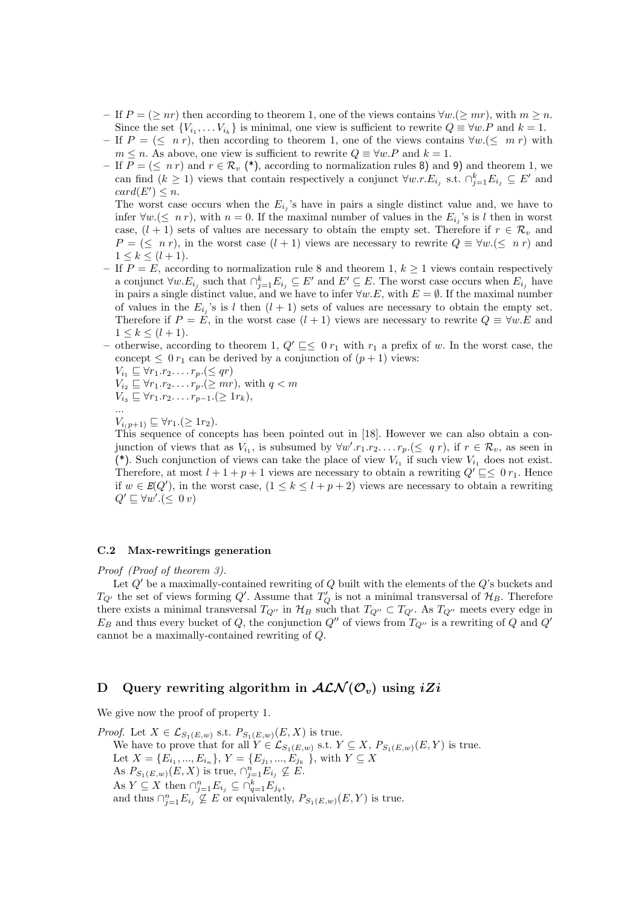– If $P = (\geq nr)$ then according to theorem 1, one of the views contains $\forall w.(\geq mr)$, with $m \geq n$. Since the set $\{V_{i_1}, \ldots V_{i_k}\}$ is minimal, one view is sufficient to rewrite $Q \equiv \forall w.P$ and $k = 1$.

– If $P = (\leq\ n\, r)$, then according to theorem 1, one of the views contains $\forall w.(\leq\ m\, r)$ with $m \leq n$. As above, one view is sufficient to rewrite $Q \equiv \forall w.P$ and $k = 1$.

– If $P = (\leq\ n\, r)$ and $r \in \mathcal{R}_v$ (*), according to normalization rules 8) and 9) and theorem 1, we can find $(k \geq 1)$ views that contain respectively a conjunct $\forall w.r.E_{i_j}$ s.t. $\cap_{j=1}^{k} E_{i_j} \subseteq E'$ and $card(E') \leq n$.
  The worst case occurs when the $E_{i_j}$'s have in pairs a single distinct value and, we have to infer $\forall w.(\leq\ n\, r)$, with $n = 0$. If the maximal number of values in the $E_{i_j}$'s is $l$ then in worst case, $(l+1)$ sets of values are necessary to obtain the empty set. Therefore if $r \in \mathcal{R}_v$ and $P = (\leq\ n\, r)$, in the worst case $(l+1)$ views are necessary to rewrite $Q \equiv \forall w.(\leq\ n\, r)$ and $1 \leq k \leq (l+1)$.

– If $P = E$, according to normalization rule 8 and theorem 1, $k \geq 1$ views contain respectively a conjunct $\forall w.E_{i_j}$ such that $\cap_{j=1}^{k} E_{i_j} \subseteq E'$ and $E' \subseteq E$. The worst case occurs when $E_{i_j}$ have in pairs a single distinct value, and we have to infer $\forall w.E$, with $E = \emptyset$. If the maximal number of values in the $E_{i_j}$'s is $l$ then $(l+1)$ sets of values are necessary to obtain the empty set. Therefore if $P = E$, in the worst case $(l+1)$ views are necessary to rewrite $Q \equiv \forall w.E$ and $1 \leq k \leq (l+1)$.

– otherwise, according to theorem 1, $Q' \sqsubseteq \leq\ 0\, r_1$ with $r_1$ a prefix of $w$. In the worst case, the concept $\leq\ 0\, r_1$ can be derived by a conjunction of $(p+1)$ views:
  $V_{i_1} \sqsubseteq \forall r_1.r_2.\ldots.r_p.(\leq qr)$
  $V_{i_2} \sqsubseteq \forall r_1.r_2.\ldots.r_p.(\geq mr)$, with $q < m$
  $V_{i_3} \sqsubseteq \forall r_1.r_2.\ldots.r_{p-1}.(\geq 1r_k)$,
  ...
  $V_{i(p+1)} \sqsubseteq \forall r_1.(\geq 1r_2)$.
  This sequence of concepts has been pointed out in [18]. However we can also obtain a conjunction of views that as $V_{i_1}$, is subsumed by $\forall w'.r_1.r_2.\ldots.r_p.(\leq\ q\, r)$, if $r \in \mathcal{R}_v$, as seen in (*). Such conjunction of views can take the place of view $V_{i_1}$ if such view $V_{i_1}$ does not exist. Therefore, at most $l+1+p+1$ views are necessary to obtain a rewriting $Q' \sqsubseteq \leq\ 0\, r_1$. Hence if $w \in E(Q')$, in the worst case, $(1 \leq k \leq l+p+2)$ views are necessary to obtain a rewriting $Q' \sqsubseteq \forall w'.(\leq\ 0\, v)$

### C.2 Max-rewritings generation

*Proof (Proof of theorem 3).*
Let $Q'$ be a maximally-contained rewriting of $Q$ built with the elements of the $Q$'s buckets and $T_{Q'}$ the set of views forming $Q'$. Assume that $T'_Q$ is not a minimal transversal of $\mathcal{H}_B$. Therefore there exists a minimal transversal $T_{Q''}$ in $\mathcal{H}_B$ such that $T_{Q''} \subset T_{Q'}$. As $T_{Q''}$ meets every edge in $E_B$ and thus every bucket of $Q$, the conjunction $Q''$ of views from $T_{Q''}$ is a rewriting of $Q$ and $Q'$ cannot be a maximally-contained rewriting of $Q$.

## D Query rewriting algorithm in $\mathcal{ALN}(\mathcal{O}_v)$ using $iZi$

We give now the proof of property 1.

*Proof.* Let $X \in \mathcal{L}_{S_1(E,w)}$ s.t. $P_{S_1(E,w)}(E, X)$ is true.
We have to prove that for all $Y \in \mathcal{L}_{S_1(E,w)}$ s.t. $Y \subseteq X$, $P_{S_1(E,w)}(E, Y)$ is true.
Let $X = \{E_{i_1}, ..., E_{i_n}\}$, $Y = \{E_{j_1}, ..., E_{j_k}\}$, with $Y \subseteq X$
As $P_{S_1(E,w)}(E, X)$ is true, $\cap_{j=1}^{n} E_{i_j} \not\subseteq E$.
As $Y \subseteq X$ then $\cap_{j=1}^{n} E_{i_j} \subseteq \cap_{q=1}^{k} E_{j_q}$,
and thus $\cap_{j=1}^{n} E_{i_j} \not\subseteq E$ or equivalently, $P_{S_1(E,w)}(E, Y)$ is true.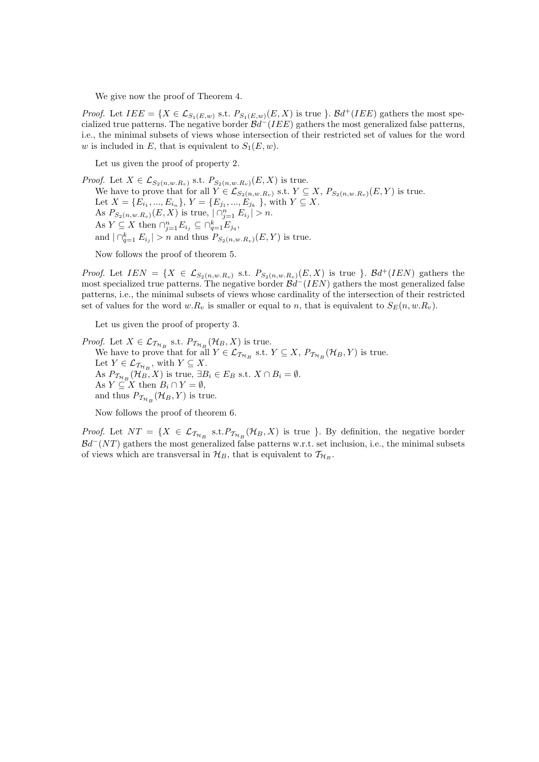We give now the proof of Theorem 4.

*Proof.* Let $IEE = \{X \in \mathcal{L}_{S_1(E,w)}$ s.t. $P_{S_1(E,w)}(E,X)$ is true $\}$. $\mathcal{B}d^+(IEE)$ gathers the most specialized true patterns. The negative border $\mathcal{B}d^-(IEE)$ gathers the most generalized false patterns, i.e., the minimal subsets of views whose intersection of their restricted set of values for the word $w$ is included in $E$, that is equivalent to $S_1(E,w)$.

Let us given the proof of property 2.

*Proof.* Let $X \in \mathcal{L}_{S_2(n,w.R_v)}$ s.t. $P_{S_2(n,w.R_v)}(E,X)$ is true.
We have to prove that for all $Y \in \mathcal{L}_{S_2(n,w.R_v)}$ s.t. $Y \subseteq X$, $P_{S_2(n,w.R_v)}(E,Y)$ is true.
Let $X = \{E_{i_1},...,E_{i_n}\}$, $Y = \{E_{j_1},...,E_{j_k}\}$, with $Y \subseteq X$.
As $P_{S_2(n,w.R_v)}(E,X)$ is true, $|\cap_{j=1}^{n} E_{i_j}| > n$.
As $Y \subseteq X$ then $\cap_{j=1}^{n} E_{i_j} \subseteq \cap_{q=1}^{k} E_{j_q}$,
and $|\cap_{q=1}^{k} E_{i_j}| > n$ and thus $P_{S_2(n,w.R_v)}(E,Y)$ is true.

Now follows the proof of theorem 5.

*Proof.* Let $IEN = \{X \in \mathcal{L}_{S_2(n,w.R_v)}$ s.t. $P_{S_2(n,w.R_v)}(E,X)$ is true $\}$. $\mathcal{B}d^+(IEN)$ gathers the most specialized true patterns. The negative border $\mathcal{B}d^-(IEN)$ gathers the most generalized false patterns, i.e., the minimal subsets of views whose cardinality of the intersection of their restricted set of values for the word $w.R_v$ is smaller or equal to $n$, that is equivalent to $S_E(n,w.R_v)$.

Let us given the proof of property 3.

*Proof.* Let $X \in \mathcal{L}_{\mathcal{T}_{\mathcal{H}_B}}$ s.t. $P_{\mathcal{T}_{\mathcal{H}_B}}(\mathcal{H}_B,X)$ is true.
We have to prove that for all $Y \in \mathcal{L}_{\mathcal{T}_{\mathcal{H}_B}}$ s.t. $Y \subseteq X$, $P_{\mathcal{T}_{\mathcal{H}_B}}(\mathcal{H}_B,Y)$ is true.
Let $Y \in \mathcal{L}_{\mathcal{T}_{\mathcal{H}_B}}$, with $Y \subseteq X$.
As $P_{\mathcal{T}_{\mathcal{H}_B}}(\mathcal{H}_B,X)$ is true, $\exists B_i \in E_B$ s.t. $X \cap B_i = \emptyset$.
As $Y \subseteq X$ then $B_i \cap Y = \emptyset$,
and thus $P_{\mathcal{T}_{\mathcal{H}_B}}(\mathcal{H}_B,Y)$ is true.

Now follows the proof of theorem 6.

*Proof.* Let $NT = \{X \in \mathcal{L}_{\mathcal{T}_{\mathcal{H}_B}}$ s.t.$P_{\mathcal{T}_{\mathcal{H}_B}}(\mathcal{H}_B,X)$ is true $\}$. By definition, the negative border $\mathcal{B}d^-(NT)$ gathers the most generalized false patterns w.r.t. set inclusion, i.e., the minimal subsets of views which are transversal in $\mathcal{H}_B$, that is equivalent to $\mathcal{T}_{\mathcal{H}_B}$.